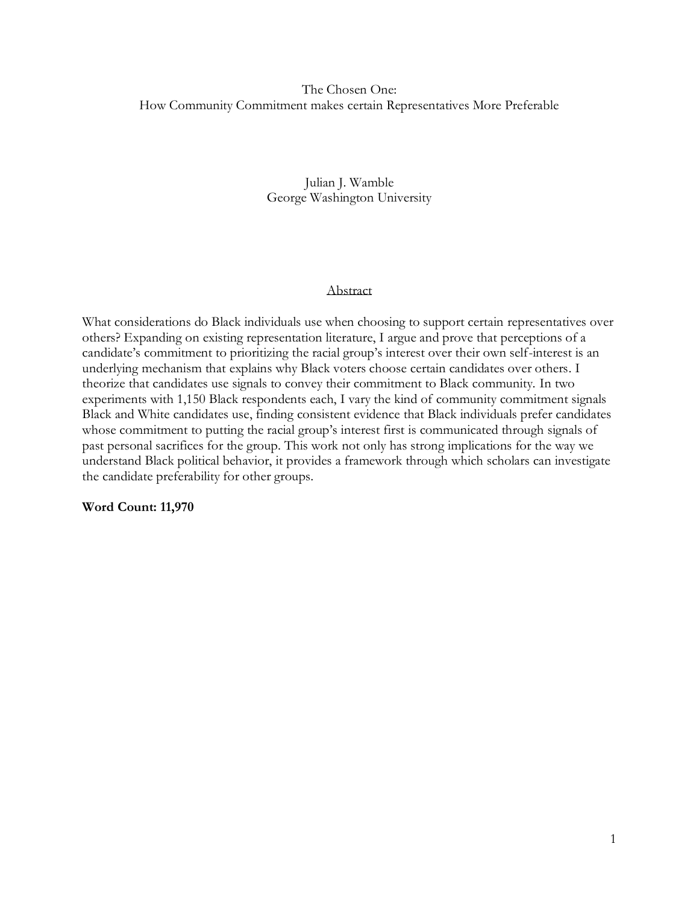# The Chosen One:
## How Community Commitment makes certain Representatives More Preferable

Julian J. Wamble
George Washington University

### Abstract

What considerations do Black individuals use when choosing to support certain representatives over others? Expanding on existing representation literature, I argue and prove that perceptions of a candidate's commitment to prioritizing the racial group's interest over their own self-interest is an underlying mechanism that explains why Black voters choose certain candidates over others. I theorize that candidates use signals to convey their commitment to Black community. In two experiments with 1,150 Black respondents each, I vary the kind of community commitment signals Black and White candidates use, finding consistent evidence that Black individuals prefer candidates whose commitment to putting the racial group's interest first is communicated through signals of past personal sacrifices for the group. This work not only has strong implications for the way we understand Black political behavior, it provides a framework through which scholars can investigate the candidate preferability for other groups.

**Word Count: 11,970**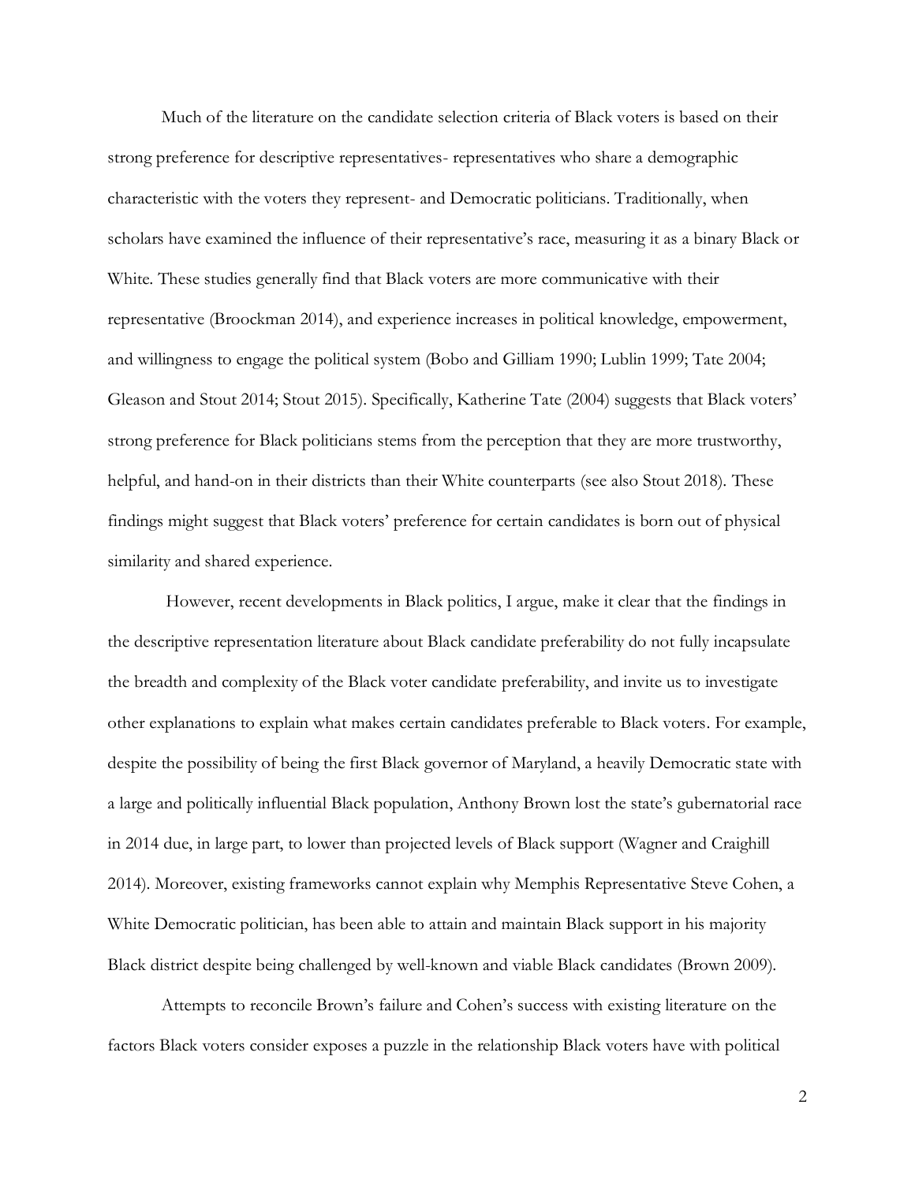Much of the literature on the candidate selection criteria of Black voters is based on their strong preference for descriptive representatives- representatives who share a demographic characteristic with the voters they represent- and Democratic politicians. Traditionally, when scholars have examined the influence of their representative's race, measuring it as a binary Black or White. These studies generally find that Black voters are more communicative with their representative (Broockman 2014), and experience increases in political knowledge, empowerment, and willingness to engage the political system (Bobo and Gilliam 1990; Lublin 1999; Tate 2004; Gleason and Stout 2014; Stout 2015). Specifically, Katherine Tate (2004) suggests that Black voters' strong preference for Black politicians stems from the perception that they are more trustworthy, helpful, and hand-on in their districts than their White counterparts (see also Stout 2018). These findings might suggest that Black voters' preference for certain candidates is born out of physical similarity and shared experience.

However, recent developments in Black politics, I argue, make it clear that the findings in the descriptive representation literature about Black candidate preferability do not fully incapsulate the breadth and complexity of the Black voter candidate preferability, and invite us to investigate other explanations to explain what makes certain candidates preferable to Black voters. For example, despite the possibility of being the first Black governor of Maryland, a heavily Democratic state with a large and politically influential Black population, Anthony Brown lost the state's gubernatorial race in 2014 due, in large part, to lower than projected levels of Black support (Wagner and Craighill 2014). Moreover, existing frameworks cannot explain why Memphis Representative Steve Cohen, a White Democratic politician, has been able to attain and maintain Black support in his majority Black district despite being challenged by well-known and viable Black candidates (Brown 2009).

Attempts to reconcile Brown's failure and Cohen's success with existing literature on the factors Black voters consider exposes a puzzle in the relationship Black voters have with political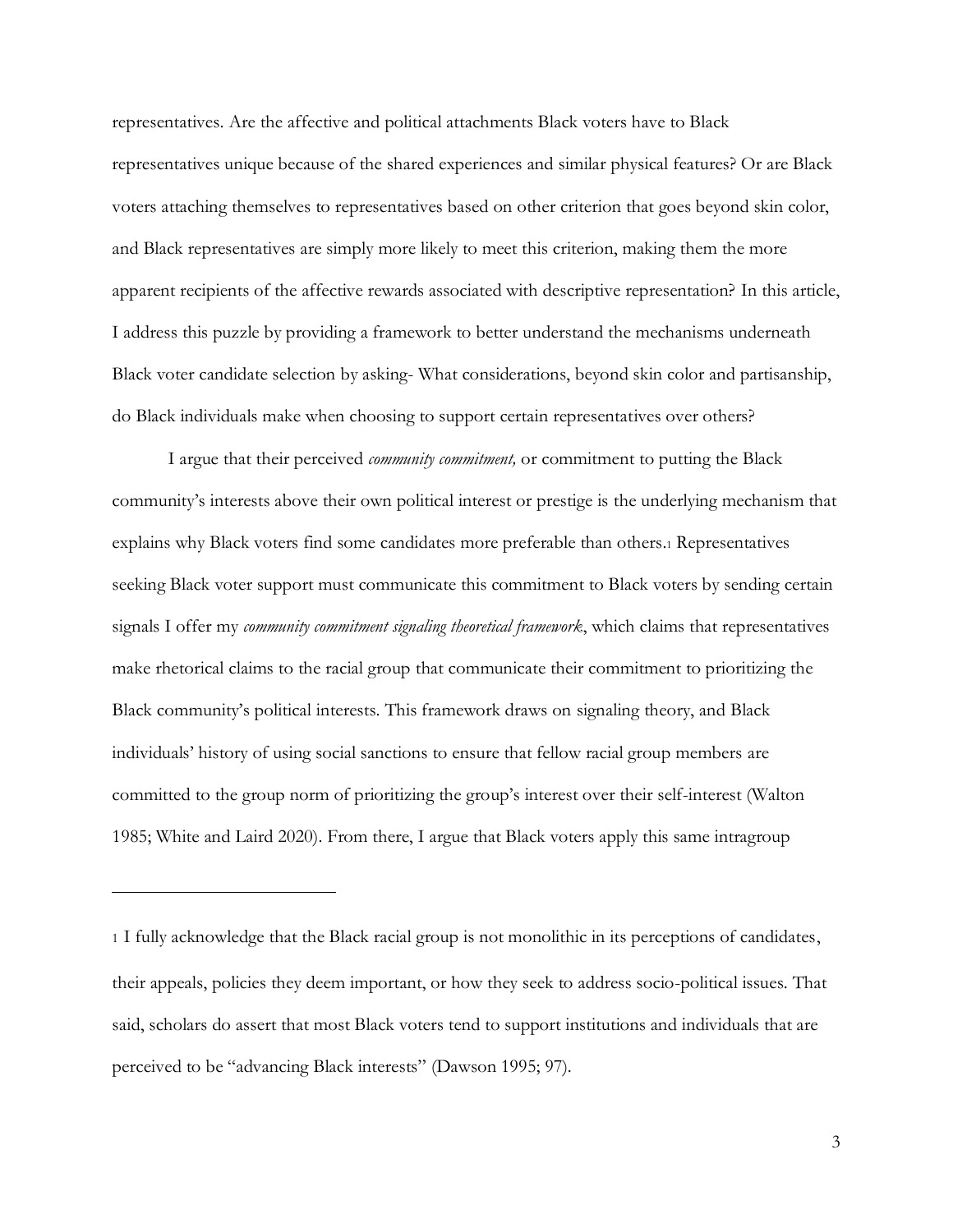representatives. Are the affective and political attachments Black voters have to Black representatives unique because of the shared experiences and similar physical features? Or are Black voters attaching themselves to representatives based on other criterion that goes beyond skin color, and Black representatives are simply more likely to meet this criterion, making them the more apparent recipients of the affective rewards associated with descriptive representation? In this article, I address this puzzle by providing a framework to better understand the mechanisms underneath Black voter candidate selection by asking- What considerations, beyond skin color and partisanship, do Black individuals make when choosing to support certain representatives over others?

I argue that their perceived *community commitment,* or commitment to putting the Black community's interests above their own political interest or prestige is the underlying mechanism that explains why Black voters find some candidates more preferable than others.[1] Representatives seeking Black voter support must communicate this commitment to Black voters by sending certain signals I offer my *community commitment signaling theoretical framework*, which claims that representatives make rhetorical claims to the racial group that communicate their commitment to prioritizing the Black community's political interests. This framework draws on signaling theory, and Black individuals' history of using social sanctions to ensure that fellow racial group members are committed to the group norm of prioritizing the group's interest over their self-interest (Walton 1985; White and Laird 2020). From there, I argue that Black voters apply this same intragroup

---

[1] I fully acknowledge that the Black racial group is not monolithic in its perceptions of candidates, their appeals, policies they deem important, or how they seek to address socio-political issues. That said, scholars do assert that most Black voters tend to support institutions and individuals that are perceived to be "advancing Black interests" (Dawson 1995; 97).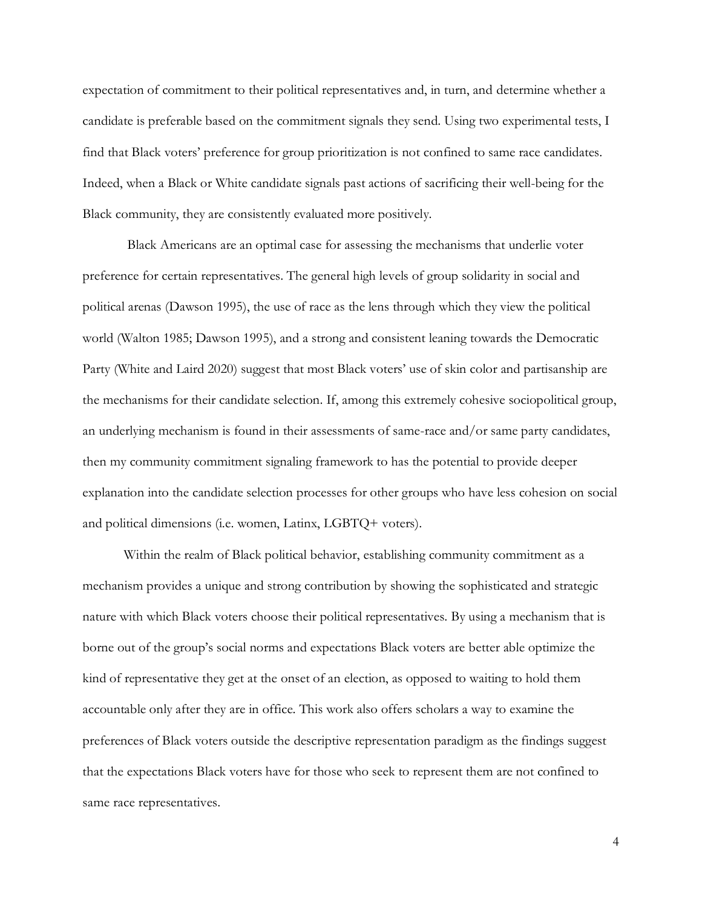expectation of commitment to their political representatives and, in turn, and determine whether a candidate is preferable based on the commitment signals they send. Using two experimental tests, I find that Black voters' preference for group prioritization is not confined to same race candidates. Indeed, when a Black or White candidate signals past actions of sacrificing their well-being for the Black community, they are consistently evaluated more positively.

Black Americans are an optimal case for assessing the mechanisms that underlie voter preference for certain representatives. The general high levels of group solidarity in social and political arenas (Dawson 1995), the use of race as the lens through which they view the political world (Walton 1985; Dawson 1995), and a strong and consistent leaning towards the Democratic Party (White and Laird 2020) suggest that most Black voters' use of skin color and partisanship are the mechanisms for their candidate selection. If, among this extremely cohesive sociopolitical group, an underlying mechanism is found in their assessments of same-race and/or same party candidates, then my community commitment signaling framework to has the potential to provide deeper explanation into the candidate selection processes for other groups who have less cohesion on social and political dimensions (i.e. women, Latinx, LGBTQ+ voters).

Within the realm of Black political behavior, establishing community commitment as a mechanism provides a unique and strong contribution by showing the sophisticated and strategic nature with which Black voters choose their political representatives. By using a mechanism that is borne out of the group's social norms and expectations Black voters are better able optimize the kind of representative they get at the onset of an election, as opposed to waiting to hold them accountable only after they are in office. This work also offers scholars a way to examine the preferences of Black voters outside the descriptive representation paradigm as the findings suggest that the expectations Black voters have for those who seek to represent them are not confined to same race representatives.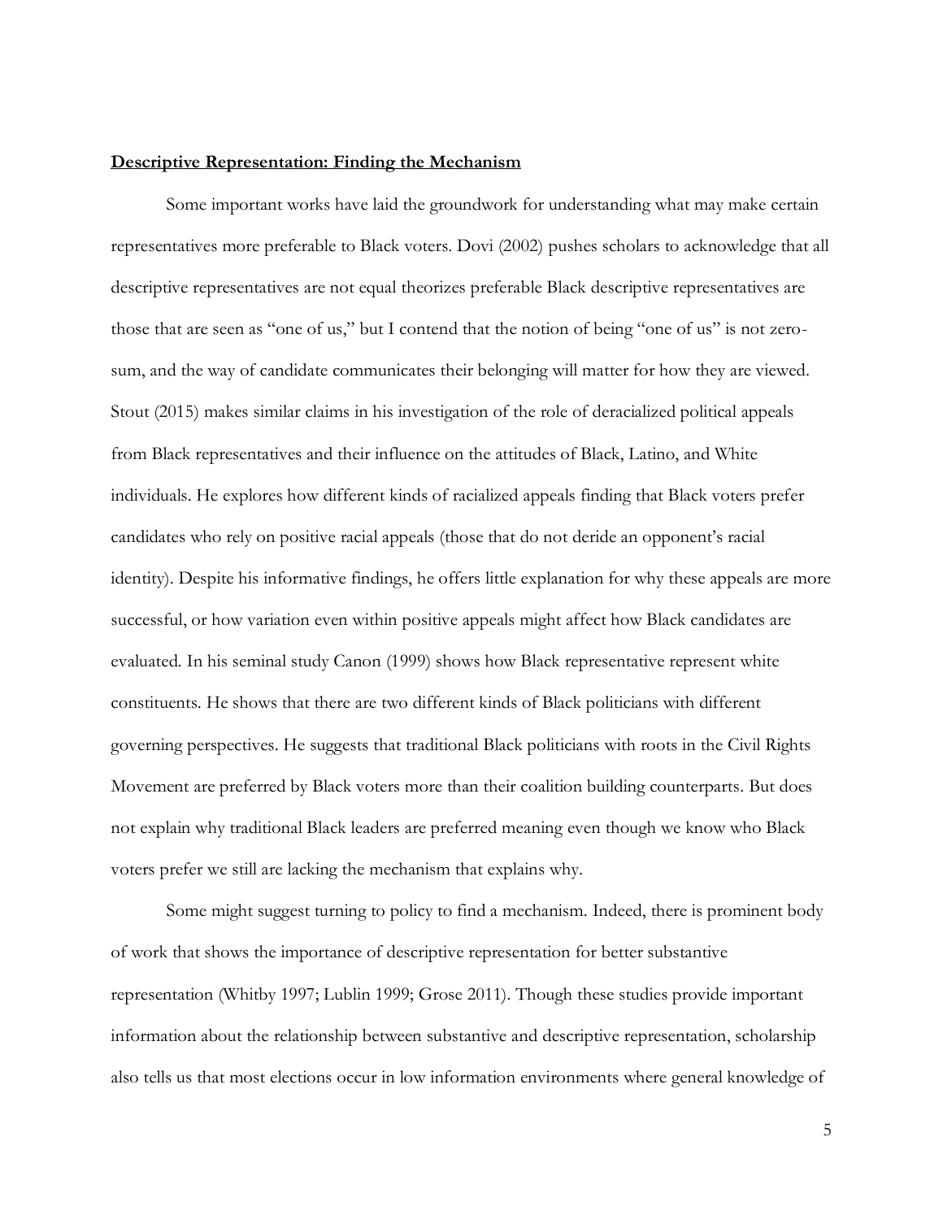**Descriptive Representation: Finding the Mechanism**

Some important works have laid the groundwork for understanding what may make certain representatives more preferable to Black voters. Dovi (2002) pushes scholars to acknowledge that all descriptive representatives are not equal theorizes preferable Black descriptive representatives are those that are seen as "one of us," but I contend that the notion of being "one of us" is not zero-sum, and the way of candidate communicates their belonging will matter for how they are viewed. Stout (2015) makes similar claims in his investigation of the role of deracialized political appeals from Black representatives and their influence on the attitudes of Black, Latino, and White individuals. He explores how different kinds of racialized appeals finding that Black voters prefer candidates who rely on positive racial appeals (those that do not deride an opponent's racial identity). Despite his informative findings, he offers little explanation for why these appeals are more successful, or how variation even within positive appeals might affect how Black candidates are evaluated. In his seminal study Canon (1999) shows how Black representative represent white constituents. He shows that there are two different kinds of Black politicians with different governing perspectives. He suggests that traditional Black politicians with roots in the Civil Rights Movement are preferred by Black voters more than their coalition building counterparts. But does not explain why traditional Black leaders are preferred meaning even though we know who Black voters prefer we still are lacking the mechanism that explains why.

Some might suggest turning to policy to find a mechanism. Indeed, there is prominent body of work that shows the importance of descriptive representation for better substantive representation (Whitby 1997; Lublin 1999; Grose 2011). Though these studies provide important information about the relationship between substantive and descriptive representation, scholarship also tells us that most elections occur in low information environments where general knowledge of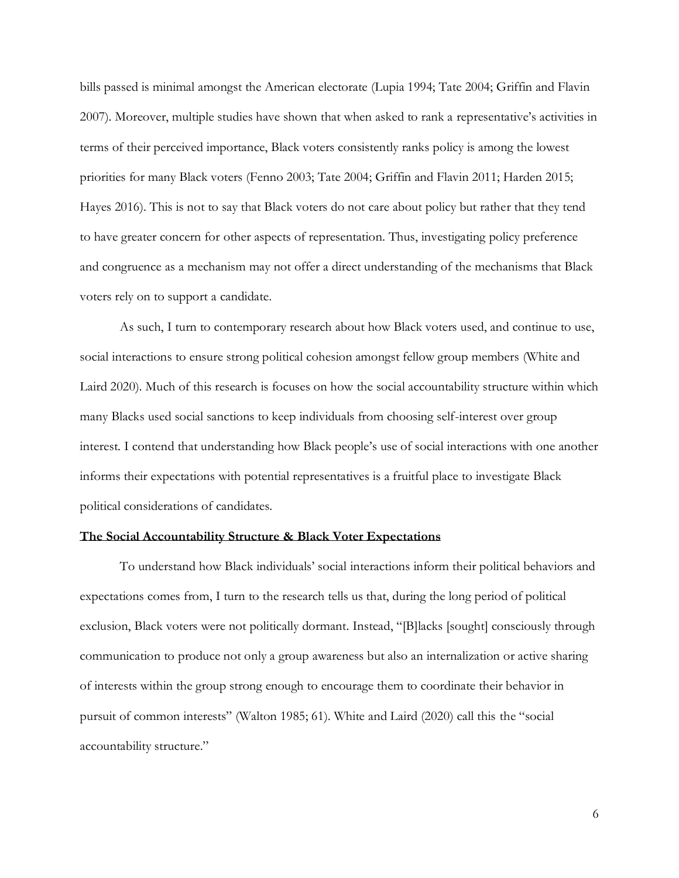bills passed is minimal amongst the American electorate (Lupia 1994; Tate 2004; Griffin and Flavin 2007). Moreover, multiple studies have shown that when asked to rank a representative's activities in terms of their perceived importance, Black voters consistently ranks policy is among the lowest priorities for many Black voters (Fenno 2003; Tate 2004; Griffin and Flavin 2011; Harden 2015; Hayes 2016). This is not to say that Black voters do not care about policy but rather that they tend to have greater concern for other aspects of representation. Thus, investigating policy preference and congruence as a mechanism may not offer a direct understanding of the mechanisms that Black voters rely on to support a candidate.

As such, I turn to contemporary research about how Black voters used, and continue to use, social interactions to ensure strong political cohesion amongst fellow group members (White and Laird 2020). Much of this research is focuses on how the social accountability structure within which many Blacks used social sanctions to keep individuals from choosing self-interest over group interest. I contend that understanding how Black people's use of social interactions with one another informs their expectations with potential representatives is a fruitful place to investigate Black political considerations of candidates.

## **The Social Accountability Structure & Black Voter Expectations**

To understand how Black individuals' social interactions inform their political behaviors and expectations comes from, I turn to the research tells us that, during the long period of political exclusion, Black voters were not politically dormant. Instead, "[B]lacks [sought] consciously through communication to produce not only a group awareness but also an internalization or active sharing of interests within the group strong enough to encourage them to coordinate their behavior in pursuit of common interests" (Walton 1985; 61). White and Laird (2020) call this the "social accountability structure."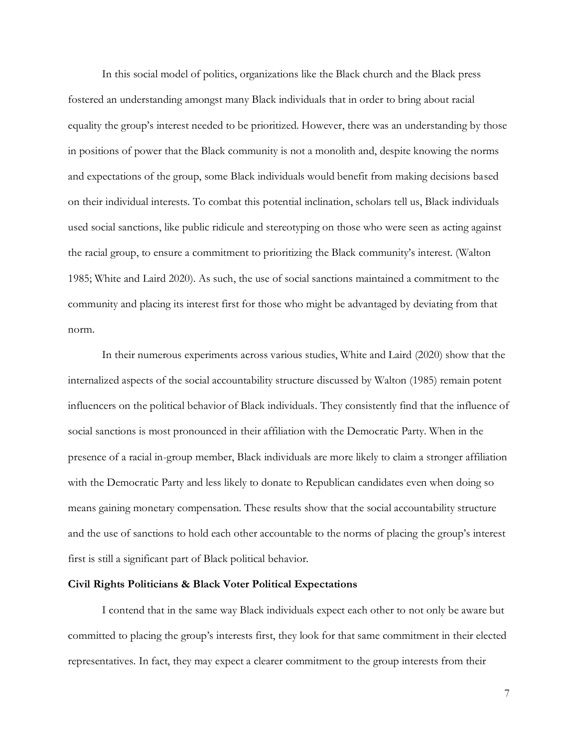In this social model of politics, organizations like the Black church and the Black press fostered an understanding amongst many Black individuals that in order to bring about racial equality the group's interest needed to be prioritized. However, there was an understanding by those in positions of power that the Black community is not a monolith and, despite knowing the norms and expectations of the group, some Black individuals would benefit from making decisions based on their individual interests. To combat this potential inclination, scholars tell us, Black individuals used social sanctions, like public ridicule and stereotyping on those who were seen as acting against the racial group, to ensure a commitment to prioritizing the Black community's interest. (Walton 1985; White and Laird 2020). As such, the use of social sanctions maintained a commitment to the community and placing its interest first for those who might be advantaged by deviating from that norm.

In their numerous experiments across various studies, White and Laird (2020) show that the internalized aspects of the social accountability structure discussed by Walton (1985) remain potent influencers on the political behavior of Black individuals. They consistently find that the influence of social sanctions is most pronounced in their affiliation with the Democratic Party. When in the presence of a racial in-group member, Black individuals are more likely to claim a stronger affiliation with the Democratic Party and less likely to donate to Republican candidates even when doing so means gaining monetary compensation. These results show that the social accountability structure and the use of sanctions to hold each other accountable to the norms of placing the group's interest first is still a significant part of Black political behavior.

**Civil Rights Politicians & Black Voter Political Expectations**

I contend that in the same way Black individuals expect each other to not only be aware but committed to placing the group's interests first, they look for that same commitment in their elected representatives. In fact, they may expect a clearer commitment to the group interests from their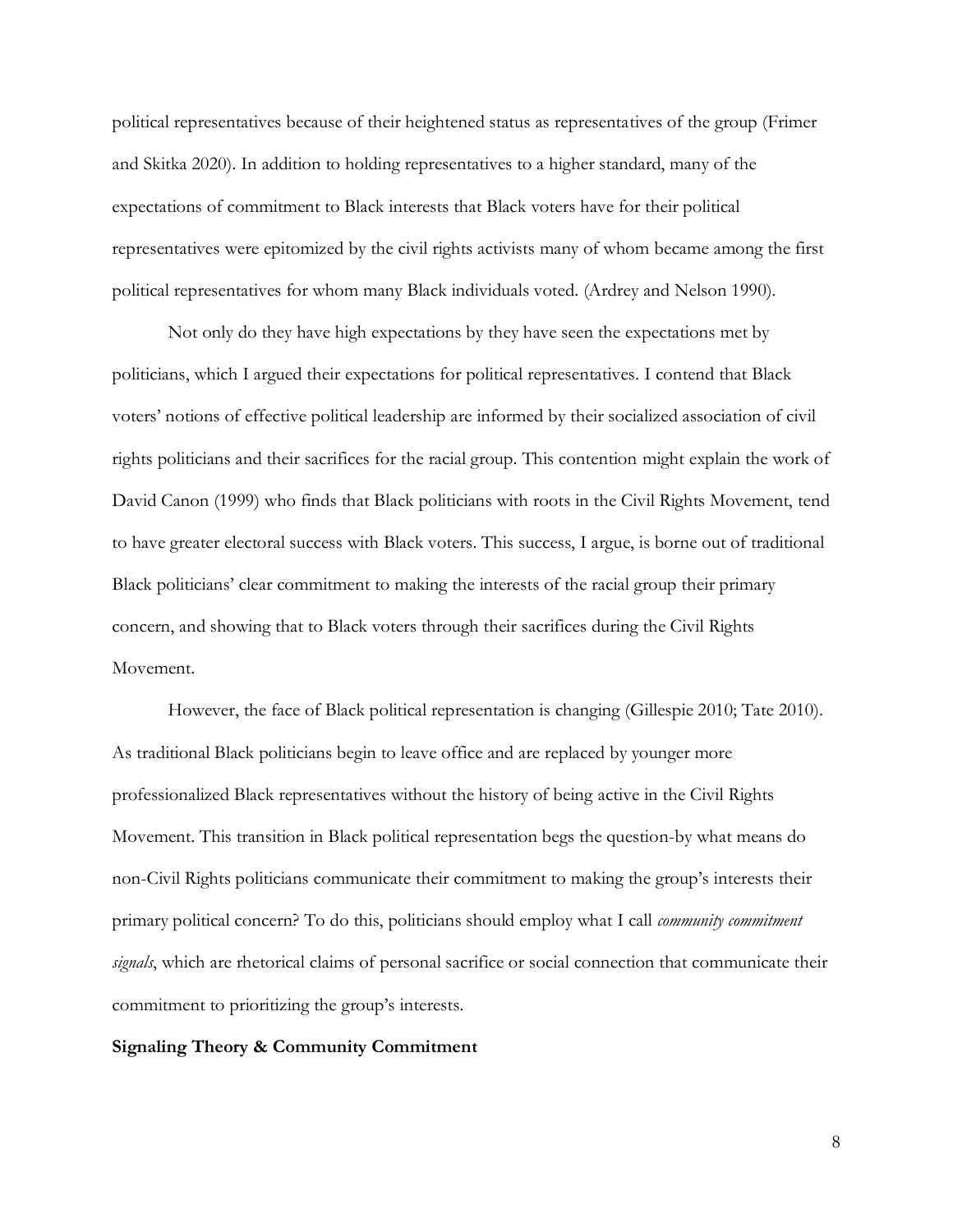political representatives because of their heightened status as representatives of the group (Frimer and Skitka 2020). In addition to holding representatives to a higher standard, many of the expectations of commitment to Black interests that Black voters have for their political representatives were epitomized by the civil rights activists many of whom became among the first political representatives for whom many Black individuals voted. (Ardrey and Nelson 1990).

Not only do they have high expectations by they have seen the expectations met by politicians, which I argued their expectations for political representatives. I contend that Black voters' notions of effective political leadership are informed by their socialized association of civil rights politicians and their sacrifices for the racial group. This contention might explain the work of David Canon (1999) who finds that Black politicians with roots in the Civil Rights Movement, tend to have greater electoral success with Black voters. This success, I argue, is borne out of traditional Black politicians' clear commitment to making the interests of the racial group their primary concern, and showing that to Black voters through their sacrifices during the Civil Rights Movement.

However, the face of Black political representation is changing (Gillespie 2010; Tate 2010). As traditional Black politicians begin to leave office and are replaced by younger more professionalized Black representatives without the history of being active in the Civil Rights Movement. This transition in Black political representation begs the question-by what means do non-Civil Rights politicians communicate their commitment to making the group's interests their primary political concern? To do this, politicians should employ what I call *community commitment signals*, which are rhetorical claims of personal sacrifice or social connection that communicate their commitment to prioritizing the group's interests.

**Signaling Theory & Community Commitment**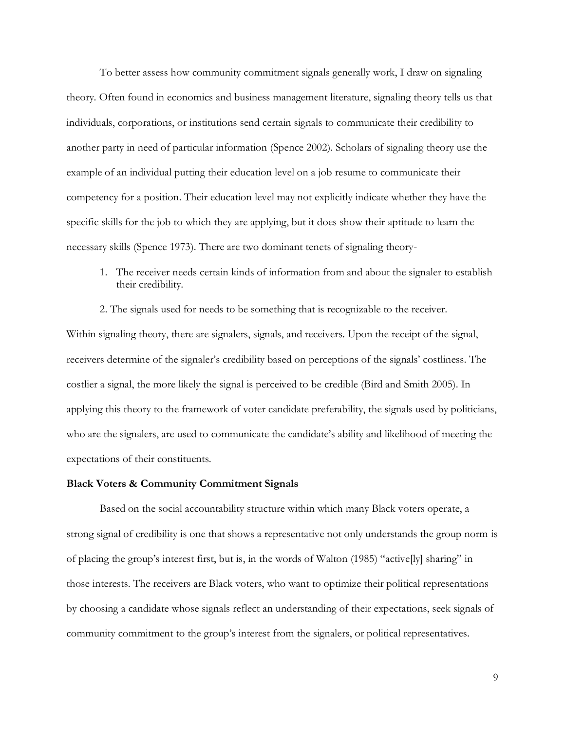To better assess how community commitment signals generally work, I draw on signaling theory. Often found in economics and business management literature, signaling theory tells us that individuals, corporations, or institutions send certain signals to communicate their credibility to another party in need of particular information (Spence 2002). Scholars of signaling theory use the example of an individual putting their education level on a job resume to communicate their competency for a position. Their education level may not explicitly indicate whether they have the specific skills for the job to which they are applying, but it does show their aptitude to learn the necessary skills (Spence 1973). There are two dominant tenets of signaling theory-

1. The receiver needs certain kinds of information from and about the signaler to establish their credibility.
2. The signals used for needs to be something that is recognizable to the receiver.

Within signaling theory, there are signalers, signals, and receivers. Upon the receipt of the signal, receivers determine of the signaler's credibility based on perceptions of the signals' costliness. The costlier a signal, the more likely the signal is perceived to be credible (Bird and Smith 2005). In applying this theory to the framework of voter candidate preferability, the signals used by politicians, who are the signalers, are used to communicate the candidate's ability and likelihood of meeting the expectations of their constituents.

**Black Voters & Community Commitment Signals**

Based on the social accountability structure within which many Black voters operate, a strong signal of credibility is one that shows a representative not only understands the group norm is of placing the group's interest first, but is, in the words of Walton (1985) "active[ly] sharing" in those interests. The receivers are Black voters, who want to optimize their political representations by choosing a candidate whose signals reflect an understanding of their expectations, seek signals of community commitment to the group's interest from the signalers, or political representatives.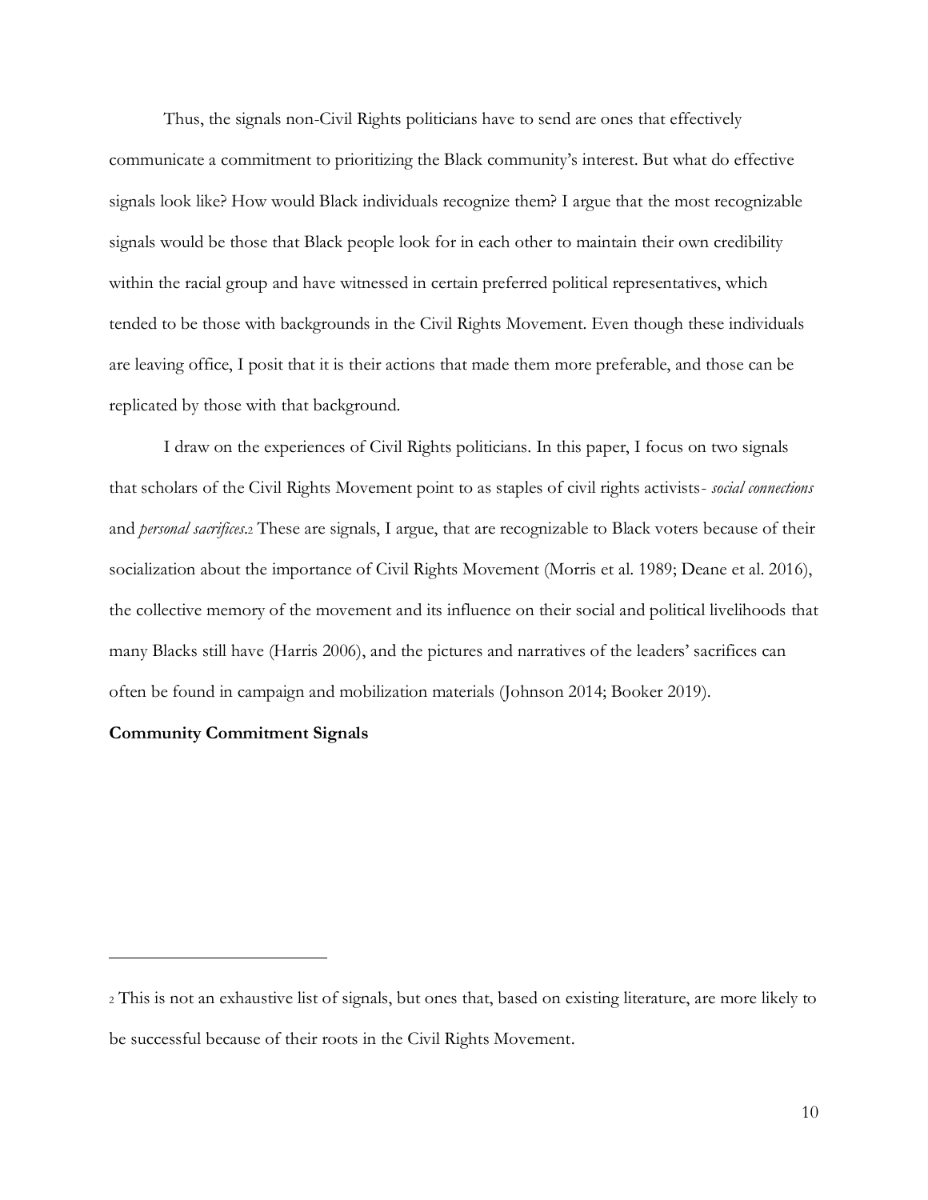Thus, the signals non-Civil Rights politicians have to send are ones that effectively communicate a commitment to prioritizing the Black community's interest. But what do effective signals look like? How would Black individuals recognize them? I argue that the most recognizable signals would be those that Black people look for in each other to maintain their own credibility within the racial group and have witnessed in certain preferred political representatives, which tended to be those with backgrounds in the Civil Rights Movement. Even though these individuals are leaving office, I posit that it is their actions that made them more preferable, and those can be replicated by those with that background.

I draw on the experiences of Civil Rights politicians. In this paper, I focus on two signals that scholars of the Civil Rights Movement point to as staples of civil rights activists- *social connections* and *personal sacrifices*.[2] These are signals, I argue, that are recognizable to Black voters because of their socialization about the importance of Civil Rights Movement (Morris et al. 1989; Deane et al. 2016), the collective memory of the movement and its influence on their social and political livelihoods that many Blacks still have (Harris 2006), and the pictures and narratives of the leaders' sacrifices can often be found in campaign and mobilization materials (Johnson 2014; Booker 2019).

**Community Commitment Signals**

---

[2] This is not an exhaustive list of signals, but ones that, based on existing literature, are more likely to be successful because of their roots in the Civil Rights Movement.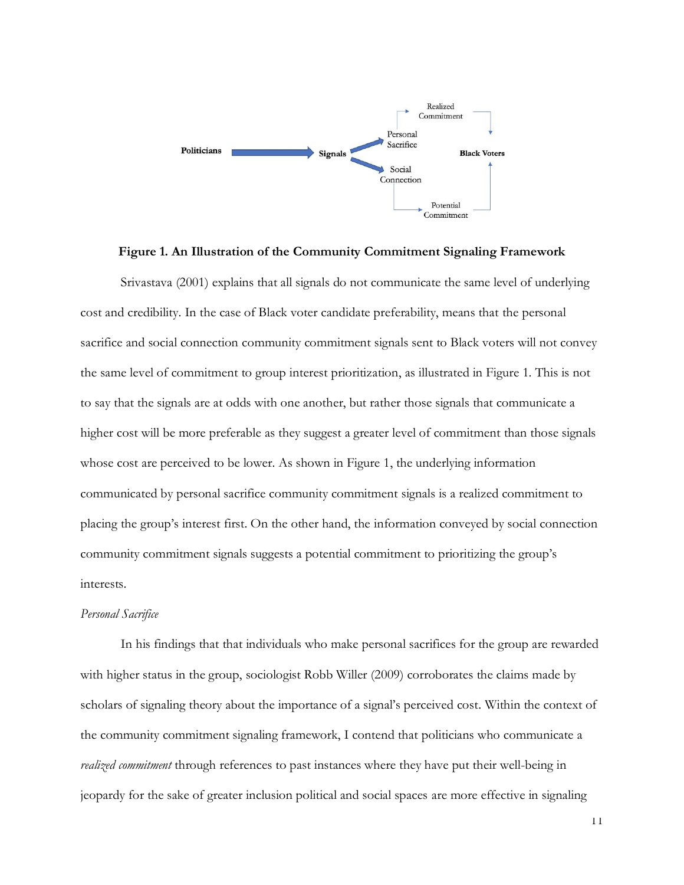**Figure 1. An Illustration of the Community Commitment Signaling Framework**

Srivastava (2001) explains that all signals do not communicate the same level of underlying cost and credibility. In the case of Black voter candidate preferability, means that the personal sacrifice and social connection community commitment signals sent to Black voters will not convey the same level of commitment to group interest prioritization, as illustrated in Figure 1. This is not to say that the signals are at odds with one another, but rather those signals that communicate a higher cost will be more preferable as they suggest a greater level of commitment than those signals whose cost are perceived to be lower. As shown in Figure 1, the underlying information communicated by personal sacrifice community commitment signals is a realized commitment to placing the group's interest first. On the other hand, the information conveyed by social connection community commitment signals suggests a potential commitment to prioritizing the group's interests.

*Personal Sacrifice*

In his findings that that individuals who make personal sacrifices for the group are rewarded with higher status in the group, sociologist Robb Willer (2009) corroborates the claims made by scholars of signaling theory about the importance of a signal's perceived cost. Within the context of the community commitment signaling framework, I contend that politicians who communicate a *realized commitment* through references to past instances where they have put their well-being in jeopardy for the sake of greater inclusion political and social spaces are more effective in signaling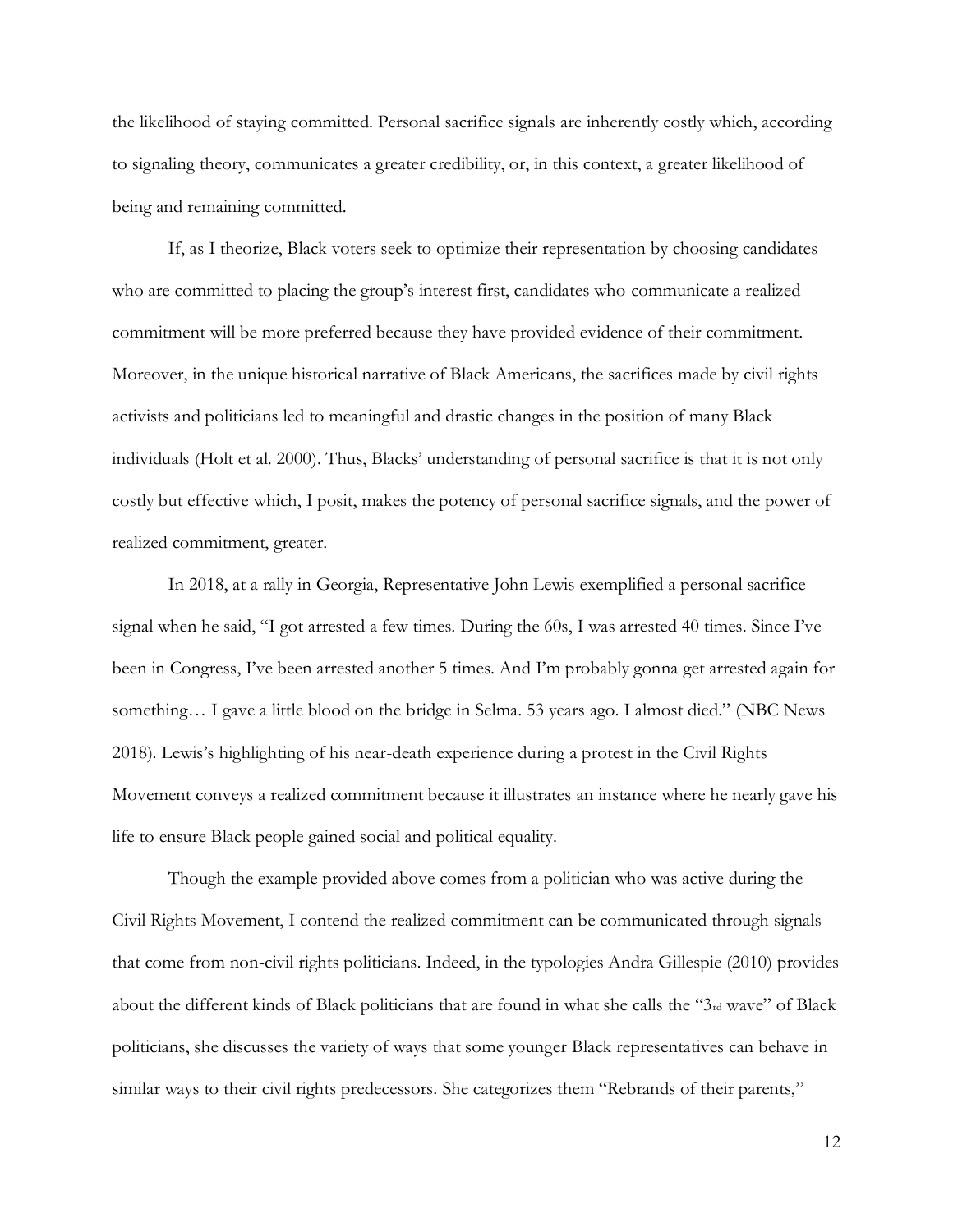the likelihood of staying committed. Personal sacrifice signals are inherently costly which, according to signaling theory, communicates a greater credibility, or, in this context, a greater likelihood of being and remaining committed.

If, as I theorize, Black voters seek to optimize their representation by choosing candidates who are committed to placing the group's interest first, candidates who communicate a realized commitment will be more preferred because they have provided evidence of their commitment. Moreover, in the unique historical narrative of Black Americans, the sacrifices made by civil rights activists and politicians led to meaningful and drastic changes in the position of many Black individuals (Holt et al. 2000). Thus, Blacks' understanding of personal sacrifice is that it is not only costly but effective which, I posit, makes the potency of personal sacrifice signals, and the power of realized commitment, greater.

In 2018, at a rally in Georgia, Representative John Lewis exemplified a personal sacrifice signal when he said, "I got arrested a few times. During the 60s, I was arrested 40 times. Since I've been in Congress, I've been arrested another 5 times. And I'm probably gonna get arrested again for something… I gave a little blood on the bridge in Selma. 53 years ago. I almost died." (NBC News 2018). Lewis's highlighting of his near-death experience during a protest in the Civil Rights Movement conveys a realized commitment because it illustrates an instance where he nearly gave his life to ensure Black people gained social and political equality.

Though the example provided above comes from a politician who was active during the Civil Rights Movement, I contend the realized commitment can be communicated through signals that come from non-civil rights politicians. Indeed, in the typologies Andra Gillespie (2010) provides about the different kinds of Black politicians that are found in what she calls the "3rd wave" of Black politicians, she discusses the variety of ways that some younger Black representatives can behave in similar ways to their civil rights predecessors. She categorizes them "Rebrands of their parents,"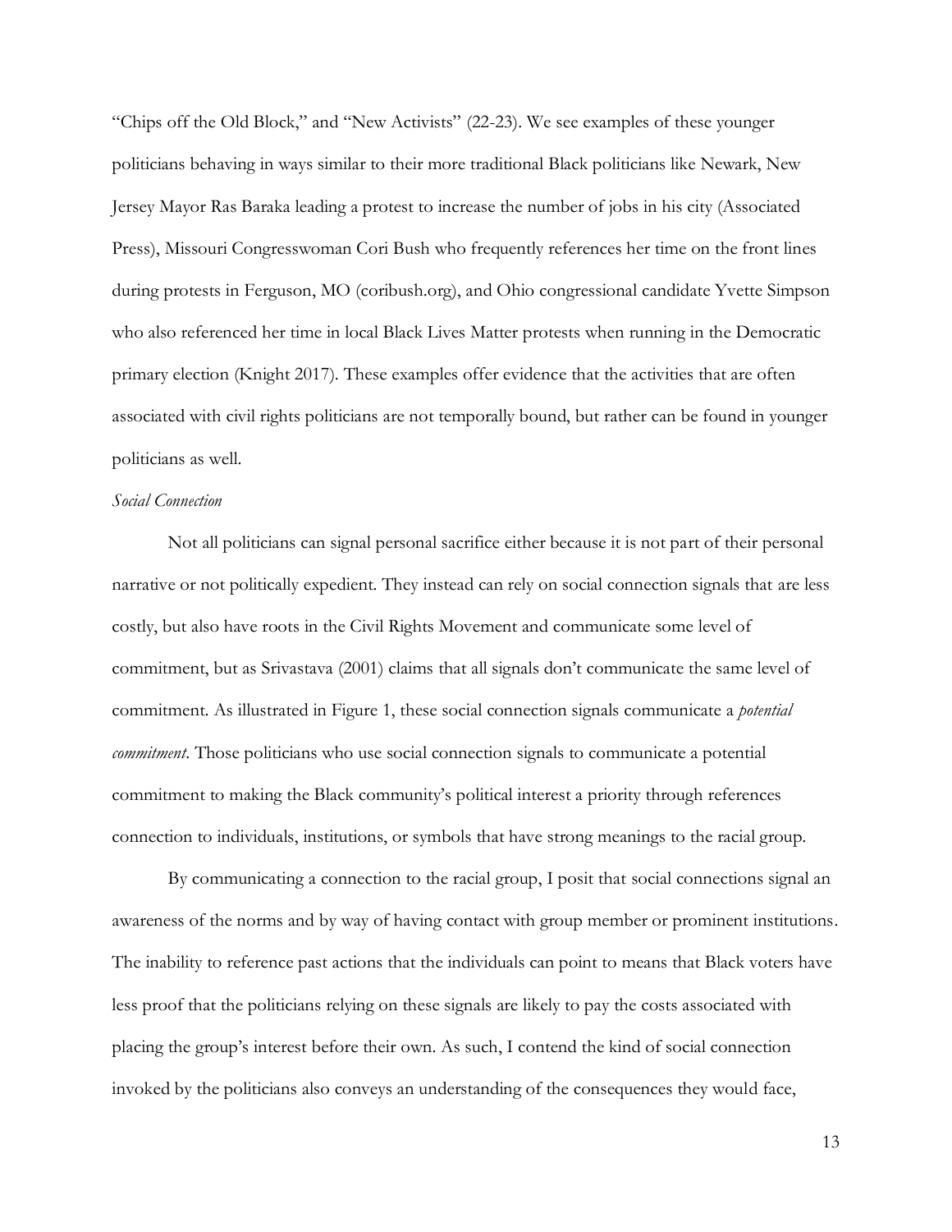"Chips off the Old Block," and "New Activists" (22-23). We see examples of these younger politicians behaving in ways similar to their more traditional Black politicians like Newark, New Jersey Mayor Ras Baraka leading a protest to increase the number of jobs in his city (Associated Press), Missouri Congresswoman Cori Bush who frequently references her time on the front lines during protests in Ferguson, MO (coribush.org), and Ohio congressional candidate Yvette Simpson who also referenced her time in local Black Lives Matter protests when running in the Democratic primary election (Knight 2017). These examples offer evidence that the activities that are often associated with civil rights politicians are not temporally bound, but rather can be found in younger politicians as well.

*Social Connection*

Not all politicians can signal personal sacrifice either because it is not part of their personal narrative or not politically expedient. They instead can rely on social connection signals that are less costly, but also have roots in the Civil Rights Movement and communicate some level of commitment, but as Srivastava (2001) claims that all signals don't communicate the same level of commitment. As illustrated in Figure 1, these social connection signals communicate a *potential commitment*. Those politicians who use social connection signals to communicate a potential commitment to making the Black community's political interest a priority through references connection to individuals, institutions, or symbols that have strong meanings to the racial group.

By communicating a connection to the racial group, I posit that social connections signal an awareness of the norms and by way of having contact with group member or prominent institutions. The inability to reference past actions that the individuals can point to means that Black voters have less proof that the politicians relying on these signals are likely to pay the costs associated with placing the group's interest before their own. As such, I contend the kind of social connection invoked by the politicians also conveys an understanding of the consequences they would face,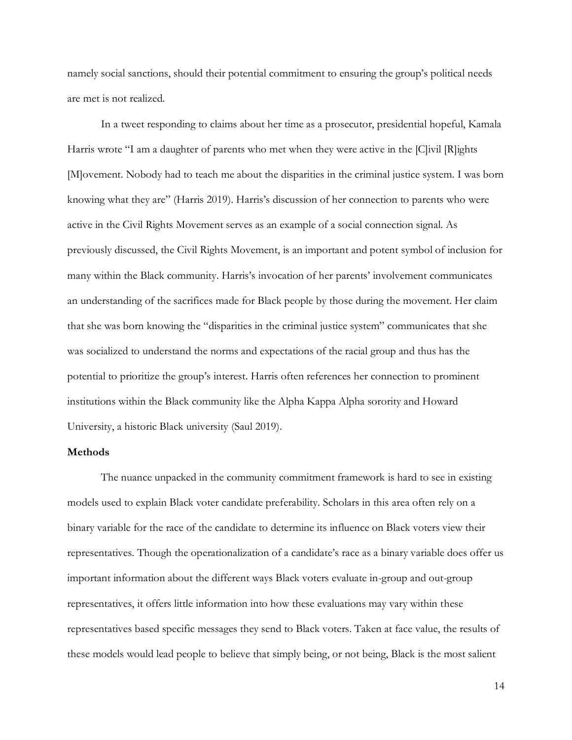namely social sanctions, should their potential commitment to ensuring the group's political needs are met is not realized.

In a tweet responding to claims about her time as a prosecutor, presidential hopeful, Kamala Harris wrote "I am a daughter of parents who met when they were active in the [C]ivil [R]ights [M]ovement. Nobody had to teach me about the disparities in the criminal justice system. I was born knowing what they are" (Harris 2019). Harris's discussion of her connection to parents who were active in the Civil Rights Movement serves as an example of a social connection signal. As previously discussed, the Civil Rights Movement, is an important and potent symbol of inclusion for many within the Black community. Harris's invocation of her parents' involvement communicates an understanding of the sacrifices made for Black people by those during the movement. Her claim that she was born knowing the "disparities in the criminal justice system" communicates that she was socialized to understand the norms and expectations of the racial group and thus has the potential to prioritize the group's interest. Harris often references her connection to prominent institutions within the Black community like the Alpha Kappa Alpha sorority and Howard University, a historic Black university (Saul 2019).

**Methods**

The nuance unpacked in the community commitment framework is hard to see in existing models used to explain Black voter candidate preferability. Scholars in this area often rely on a binary variable for the race of the candidate to determine its influence on Black voters view their representatives. Though the operationalization of a candidate's race as a binary variable does offer us important information about the different ways Black voters evaluate in-group and out-group representatives, it offers little information into how these evaluations may vary within these representatives based specific messages they send to Black voters. Taken at face value, the results of these models would lead people to believe that simply being, or not being, Black is the most salient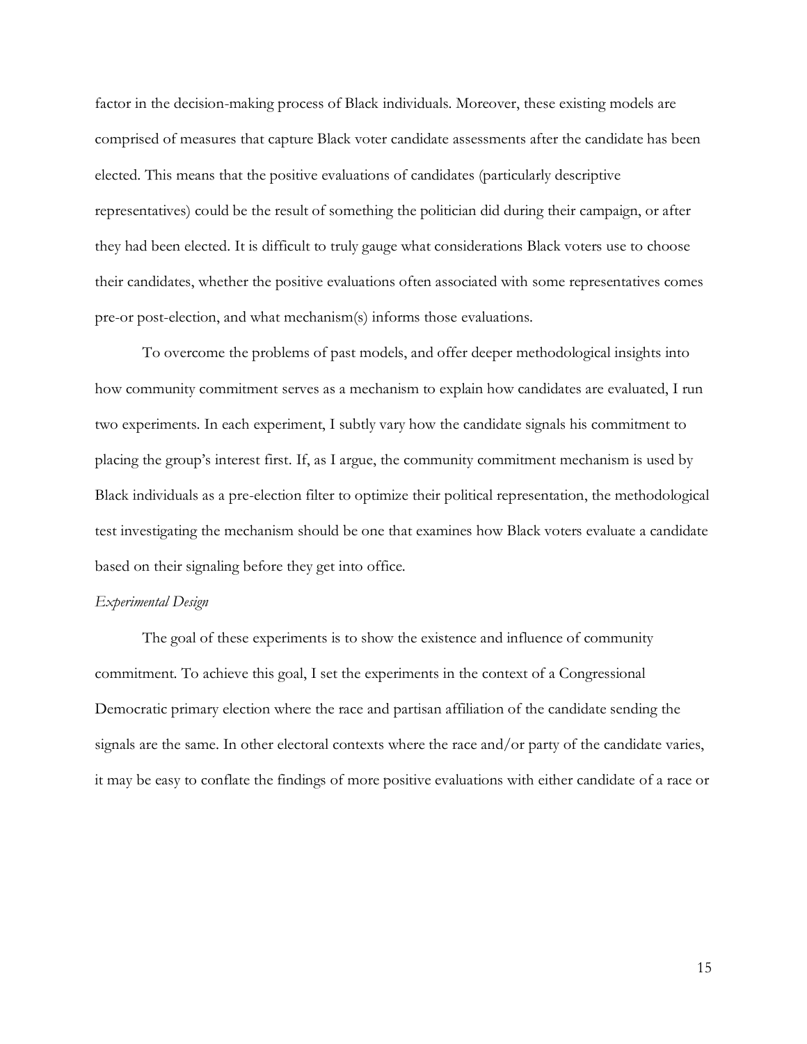factor in the decision-making process of Black individuals. Moreover, these existing models are comprised of measures that capture Black voter candidate assessments after the candidate has been elected. This means that the positive evaluations of candidates (particularly descriptive representatives) could be the result of something the politician did during their campaign, or after they had been elected. It is difficult to truly gauge what considerations Black voters use to choose their candidates, whether the positive evaluations often associated with some representatives comes pre-or post-election, and what mechanism(s) informs those evaluations.

To overcome the problems of past models, and offer deeper methodological insights into how community commitment serves as a mechanism to explain how candidates are evaluated, I run two experiments. In each experiment, I subtly vary how the candidate signals his commitment to placing the group's interest first. If, as I argue, the community commitment mechanism is used by Black individuals as a pre-election filter to optimize their political representation, the methodological test investigating the mechanism should be one that examines how Black voters evaluate a candidate based on their signaling before they get into office.

*Experimental Design*

The goal of these experiments is to show the existence and influence of community commitment. To achieve this goal, I set the experiments in the context of a Congressional Democratic primary election where the race and partisan affiliation of the candidate sending the signals are the same. In other electoral contexts where the race and/or party of the candidate varies, it may be easy to conflate the findings of more positive evaluations with either candidate of a race or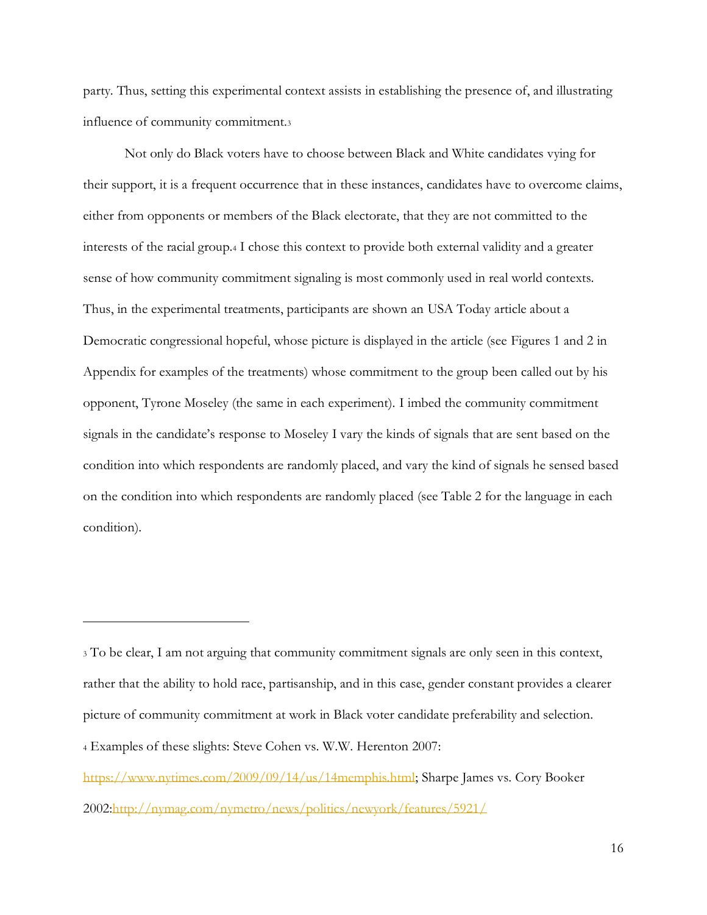party. Thus, setting this experimental context assists in establishing the presence of, and illustrating influence of community commitment.[3]

Not only do Black voters have to choose between Black and White candidates vying for their support, it is a frequent occurrence that in these instances, candidates have to overcome claims, either from opponents or members of the Black electorate, that they are not committed to the interests of the racial group.[4] I chose this context to provide both external validity and a greater sense of how community commitment signaling is most commonly used in real world contexts. Thus, in the experimental treatments, participants are shown an USA Today article about a Democratic congressional hopeful, whose picture is displayed in the article (see Figures 1 and 2 in Appendix for examples of the treatments) whose commitment to the group been called out by his opponent, Tyrone Moseley (the same in each experiment). I imbed the community commitment signals in the candidate's response to Moseley I vary the kinds of signals that are sent based on the condition into which respondents are randomly placed, and vary the kind of signals he sensed based on the condition into which respondents are randomly placed (see Table 2 for the language in each condition).

---

[3] To be clear, I am not arguing that community commitment signals are only seen in this context, rather that the ability to hold race, partisanship, and in this case, gender constant provides a clearer picture of community commitment at work in Black voter candidate preferability and selection.

[4] Examples of these slights: Steve Cohen vs. W.W. Herenton 2007: https://www.nytimes.com/2009/09/14/us/14memphis.html; Sharpe James vs. Cory Booker 2002:http://nymag.com/nymetro/news/politics/newyork/features/5921/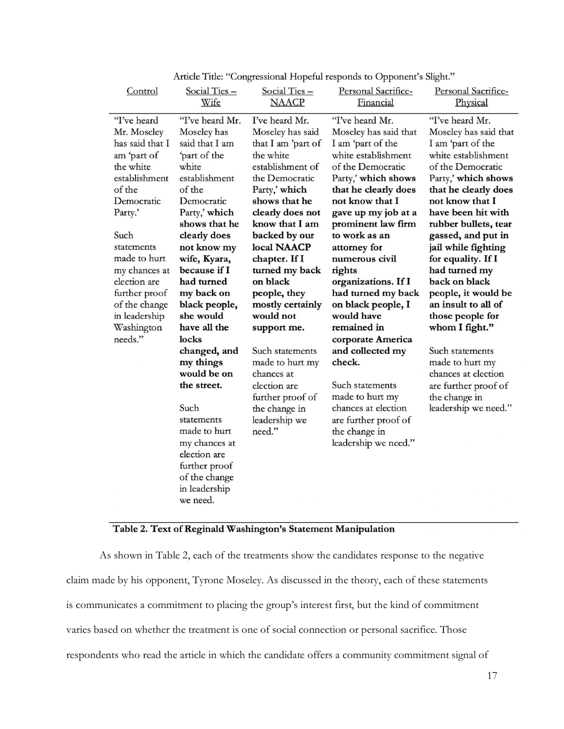Article Title: "Congressional Hopeful responds to Opponent's Slight."

| Control | Social Ties – Wife | Social Ties – NAACP | Personal Sacrifice-Financial | Personal Sacrifice-Physical |
|---|---|---|---|---|
| "I've heard Mr. Moseley has said that I am 'part of the white establishment of the Democratic Party.'<br><br>Such statements made to hurt my chances at election are further proof of the change in leadership Washington needs." | "I've heard Mr. Moseley has said that I am 'part of the white establishment of the Democratic Party,' **which shows that he clearly does not know my wife, Kyara, because if I had turned my back on black people, she would have all the locks changed, and my things would be on the street.**<br><br>Such statements made to hurt my chances at election are further proof of the change in leadership we need. | I've heard Mr. Moseley has said that I am 'part of the white establishment of the Democratic Party,' **which shows that he clearly does not know that I am backed by our local NAACP chapter. If I turned my back on black people, they mostly certainly would not support me.**<br><br>Such statements made to hurt my chances at election are further proof of the change in leadership we need." | "I've heard Mr. Moseley has said that I am 'part of the white establishment of the Democratic Party,' **which shows that he clearly does not know that I gave up my job at a prominent law firm to work as an attorney for numerous civil rights organizations. If I had turned my back on black people, I would have remained in corporate America and collected my check.**<br><br>Such statements made to hurt my chances at election are further proof of the change in leadership we need." | "I've heard Mr. Moseley has said that I am 'part of the white establishment of the Democratic Party,' **which shows that he clearly does not know that I have been hit with rubber bullets, tear gassed, and put in jail while fighting for equality. If I had turned my back on black people, it would be an insult to all of those people for whom I fight."**<br><br>Such statements made to hurt my chances at election are further proof of the change in leadership we need." |

**Table 2. Text of Reginald Washington's Statement Manipulation**

As shown in Table 2, each of the treatments show the candidates response to the negative claim made by his opponent, Tyrone Moseley. As discussed in the theory, each of these statements is communicates a commitment to placing the group's interest first, but the kind of commitment varies based on whether the treatment is one of social connection or personal sacrifice. Those respondents who read the article in which the candidate offers a community commitment signal of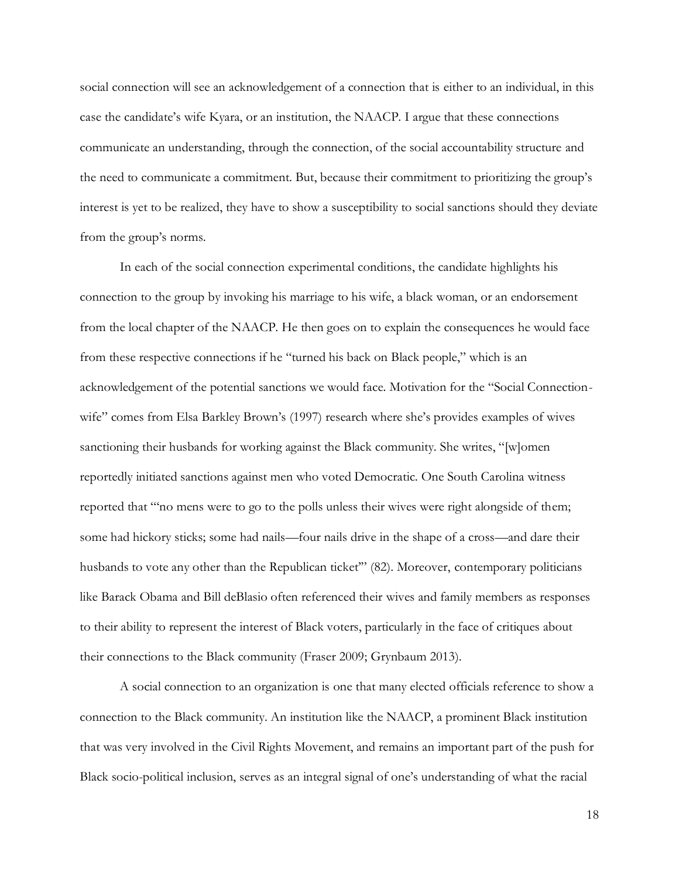social connection will see an acknowledgement of a connection that is either to an individual, in this case the candidate's wife Kyara, or an institution, the NAACP. I argue that these connections communicate an understanding, through the connection, of the social accountability structure and the need to communicate a commitment. But, because their commitment to prioritizing the group's interest is yet to be realized, they have to show a susceptibility to social sanctions should they deviate from the group's norms.

In each of the social connection experimental conditions, the candidate highlights his connection to the group by invoking his marriage to his wife, a black woman, or an endorsement from the local chapter of the NAACP. He then goes on to explain the consequences he would face from these respective connections if he "turned his back on Black people," which is an acknowledgement of the potential sanctions we would face. Motivation for the "Social Connection-wife" comes from Elsa Barkley Brown's (1997) research where she's provides examples of wives sanctioning their husbands for working against the Black community. She writes, "[w]omen reportedly initiated sanctions against men who voted Democratic. One South Carolina witness reported that "'no mens were to go to the polls unless their wives were right alongside of them; some had hickory sticks; some had nails—four nails drive in the shape of a cross—and dare their husbands to vote any other than the Republican ticket"' (82). Moreover, contemporary politicians like Barack Obama and Bill deBlasio often referenced their wives and family members as responses to their ability to represent the interest of Black voters, particularly in the face of critiques about their connections to the Black community (Fraser 2009; Grynbaum 2013).

A social connection to an organization is one that many elected officials reference to show a connection to the Black community. An institution like the NAACP, a prominent Black institution that was very involved in the Civil Rights Movement, and remains an important part of the push for Black socio-political inclusion, serves as an integral signal of one's understanding of what the racial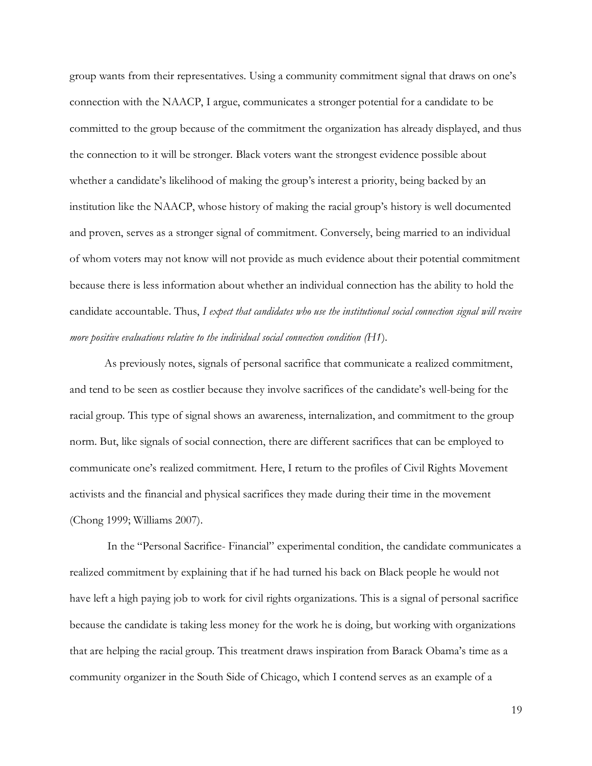group wants from their representatives. Using a community commitment signal that draws on one's connection with the NAACP, I argue, communicates a stronger potential for a candidate to be committed to the group because of the commitment the organization has already displayed, and thus the connection to it will be stronger. Black voters want the strongest evidence possible about whether a candidate's likelihood of making the group's interest a priority, being backed by an institution like the NAACP, whose history of making the racial group's history is well documented and proven, serves as a stronger signal of commitment. Conversely, being married to an individual of whom voters may not know will not provide as much evidence about their potential commitment because there is less information about whether an individual connection has the ability to hold the candidate accountable. Thus, *I expect that candidates who use the institutional social connection signal will receive more positive evaluations relative to the individual social connection condition (H1*).

As previously notes, signals of personal sacrifice that communicate a realized commitment, and tend to be seen as costlier because they involve sacrifices of the candidate's well-being for the racial group. This type of signal shows an awareness, internalization, and commitment to the group norm. But, like signals of social connection, there are different sacrifices that can be employed to communicate one's realized commitment. Here, I return to the profiles of Civil Rights Movement activists and the financial and physical sacrifices they made during their time in the movement (Chong 1999; Williams 2007).

In the "Personal Sacrifice- Financial" experimental condition, the candidate communicates a realized commitment by explaining that if he had turned his back on Black people he would not have left a high paying job to work for civil rights organizations. This is a signal of personal sacrifice because the candidate is taking less money for the work he is doing, but working with organizations that are helping the racial group. This treatment draws inspiration from Barack Obama's time as a community organizer in the South Side of Chicago, which I contend serves as an example of a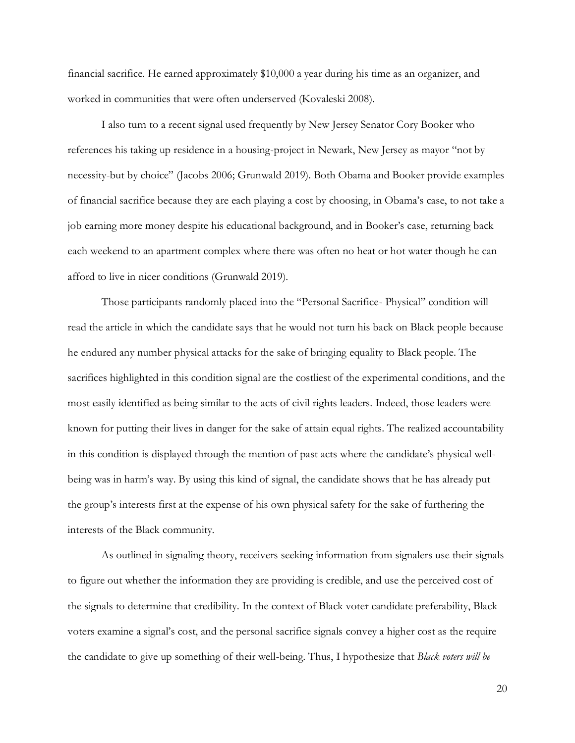financial sacrifice. He earned approximately $10,000 a year during his time as an organizer, and worked in communities that were often underserved (Kovaleski 2008).

I also turn to a recent signal used frequently by New Jersey Senator Cory Booker who references his taking up residence in a housing-project in Newark, New Jersey as mayor "not by necessity-but by choice" (Jacobs 2006; Grunwald 2019). Both Obama and Booker provide examples of financial sacrifice because they are each playing a cost by choosing, in Obama's case, to not take a job earning more money despite his educational background, and in Booker's case, returning back each weekend to an apartment complex where there was often no heat or hot water though he can afford to live in nicer conditions (Grunwald 2019).

Those participants randomly placed into the "Personal Sacrifice- Physical" condition will read the article in which the candidate says that he would not turn his back on Black people because he endured any number physical attacks for the sake of bringing equality to Black people. The sacrifices highlighted in this condition signal are the costliest of the experimental conditions, and the most easily identified as being similar to the acts of civil rights leaders. Indeed, those leaders were known for putting their lives in danger for the sake of attain equal rights. The realized accountability in this condition is displayed through the mention of past acts where the candidate's physical well-being was in harm's way. By using this kind of signal, the candidate shows that he has already put the group's interests first at the expense of his own physical safety for the sake of furthering the interests of the Black community.

As outlined in signaling theory, receivers seeking information from signalers use their signals to figure out whether the information they are providing is credible, and use the perceived cost of the signals to determine that credibility. In the context of Black voter candidate preferability, Black voters examine a signal's cost, and the personal sacrifice signals convey a higher cost as the require the candidate to give up something of their well-being. Thus, I hypothesize that *Black voters will be*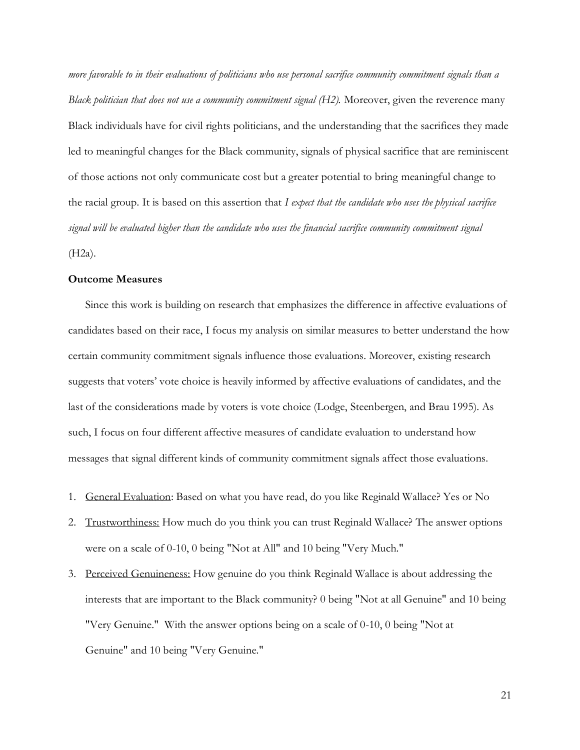*more favorable to in their evaluations of politicians who use personal sacrifice community commitment signals than a Black politician that does not use a community commitment signal (H2).* Moreover, given the reverence many Black individuals have for civil rights politicians, and the understanding that the sacrifices they made led to meaningful changes for the Black community, signals of physical sacrifice that are reminiscent of those actions not only communicate cost but a greater potential to bring meaningful change to the racial group. It is based on this assertion that *I expect that the candidate who uses the physical sacrifice signal will be evaluated higher than the candidate who uses the financial sacrifice community commitment signal* (H2a).

**Outcome Measures**

Since this work is building on research that emphasizes the difference in affective evaluations of candidates based on their race, I focus my analysis on similar measures to better understand the how certain community commitment signals influence those evaluations. Moreover, existing research suggests that voters' vote choice is heavily informed by affective evaluations of candidates, and the last of the considerations made by voters is vote choice (Lodge, Steenbergen, and Brau 1995). As such, I focus on four different affective measures of candidate evaluation to understand how messages that signal different kinds of community commitment signals affect those evaluations.

1. <u>General Evaluation</u>: Based on what you have read, do you like Reginald Wallace? Yes or No
2. <u>Trustworthiness:</u> How much do you think you can trust Reginald Wallace? The answer options were on a scale of 0-10, 0 being "Not at All" and 10 being "Very Much."
3. <u>Perceived Genuineness:</u> How genuine do you think Reginald Wallace is about addressing the interests that are important to the Black community? 0 being "Not at all Genuine" and 10 being "Very Genuine." With the answer options being on a scale of 0-10, 0 being "Not at Genuine" and 10 being "Very Genuine."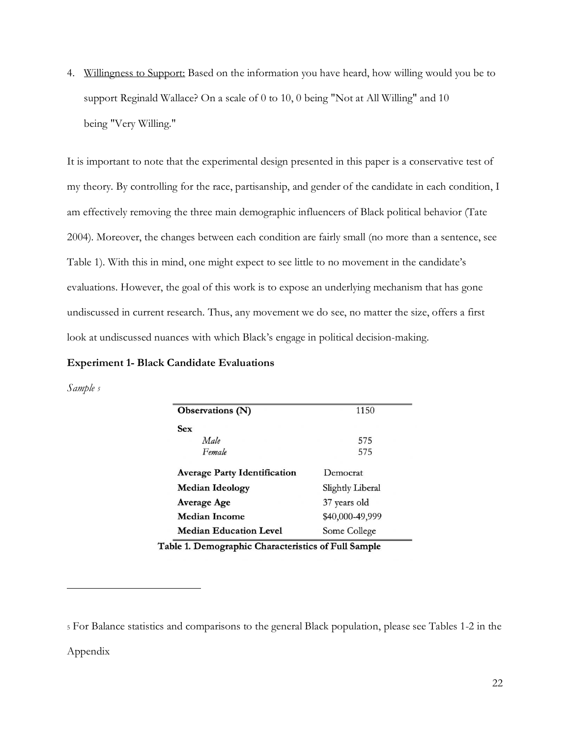4. Willingness to Support: Based on the information you have heard, how willing would you be to support Reginald Wallace? On a scale of 0 to 10, 0 being "Not at All Willing" and 10 being "Very Willing."

It is important to note that the experimental design presented in this paper is a conservative test of my theory. By controlling for the race, partisanship, and gender of the candidate in each condition, I am effectively removing the three main demographic influencers of Black political behavior (Tate 2004). Moreover, the changes between each condition are fairly small (no more than a sentence, see Table 1). With this in mind, one might expect to see little to no movement in the candidate's evaluations. However, the goal of this work is to expose an underlying mechanism that has gone undiscussed in current research. Thus, any movement we do see, no matter the size, offers a first look at undiscussed nuances with which Black's engage in political decision-making.

**Experiment 1- Black Candidate Evaluations**

*Sample* [5]

| **Observations (N)** | 1150 |
|---|---|
| **Sex** | |
| *Male* | 575 |
| *Female* | 575 |
| **Average Party Identification** | Democrat |
| **Median Ideology** | Slightly Liberal |
| **Average Age** | 37 years old |
| **Median Income** | $40,000-49,999 |
| **Median Education Level** | Some College |

**Table 1. Demographic Characteristics of Full Sample**

[5] For Balance statistics and comparisons to the general Black population, please see Tables 1-2 in the Appendix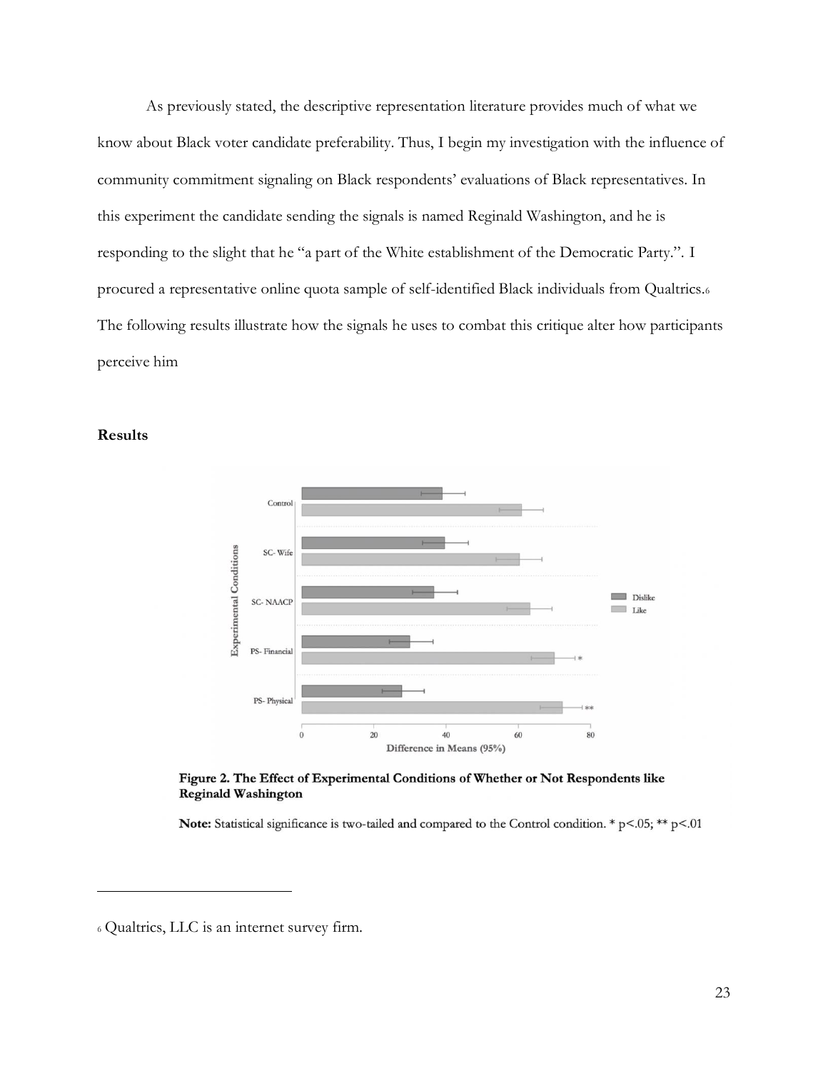As previously stated, the descriptive representation literature provides much of what we know about Black voter candidate preferability. Thus, I begin my investigation with the influence of community commitment signaling on Black respondents' evaluations of Black representatives. In this experiment the candidate sending the signals is named Reginald Washington, and he is responding to the slight that he "a part of the White establishment of the Democratic Party.". I procured a representative online quota sample of self-identified Black individuals from Qualtrics.[6] The following results illustrate how the signals he uses to combat this critique alter how participants perceive him

**Results**

**Figure 2. The Effect of Experimental Conditions of Whether or Not Respondents like Reginald Washington**

**Note:** Statistical significance is two-tailed and compared to the Control condition. * $p<.05$; ** $p<.01$

[6] Qualtrics, LLC is an internet survey firm.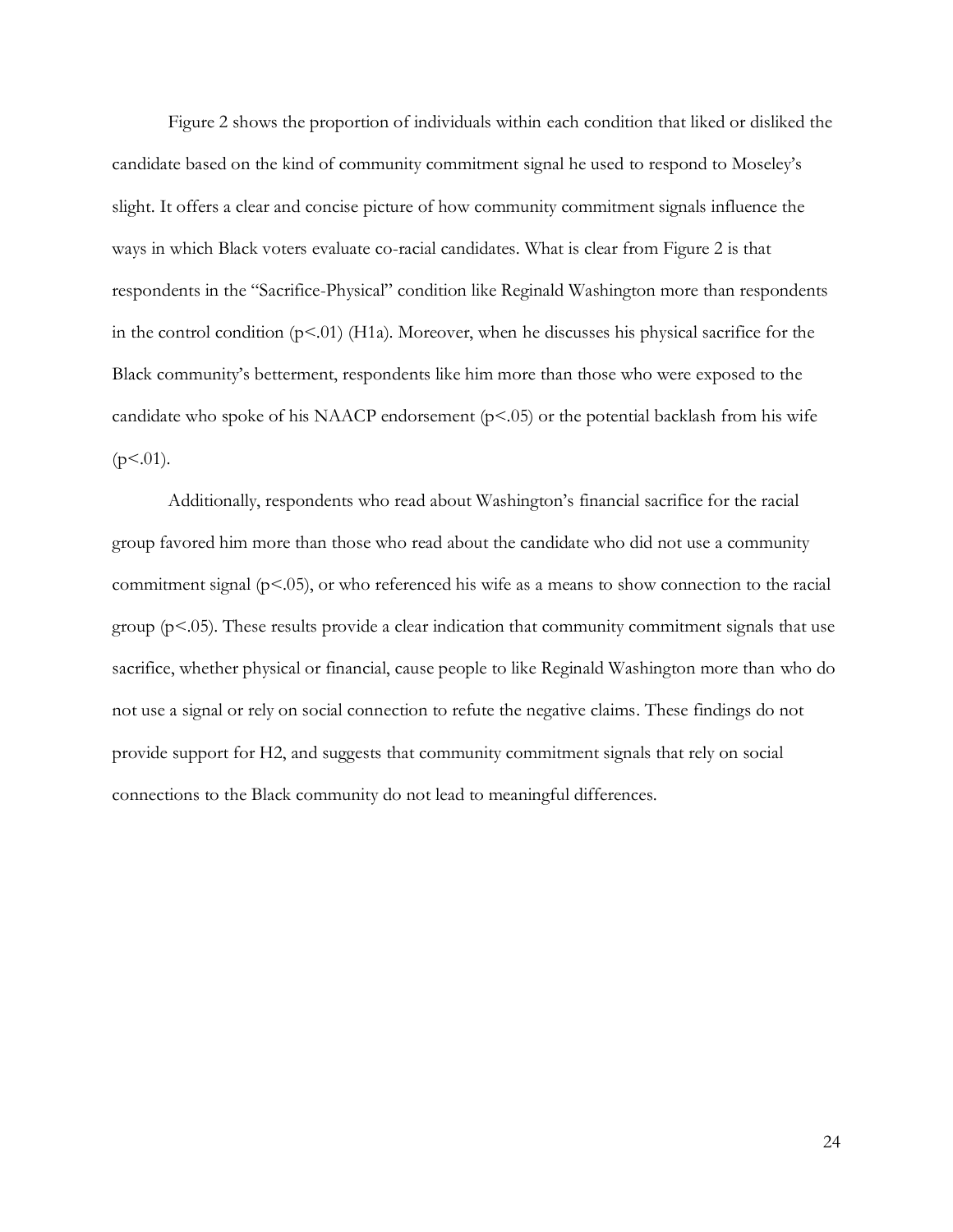Figure 2 shows the proportion of individuals within each condition that liked or disliked the candidate based on the kind of community commitment signal he used to respond to Moseley's slight. It offers a clear and concise picture of how community commitment signals influence the ways in which Black voters evaluate co-racial candidates. What is clear from Figure 2 is that respondents in the "Sacrifice-Physical" condition like Reginald Washington more than respondents in the control condition ($p<.01$) (H1a). Moreover, when he discusses his physical sacrifice for the Black community's betterment, respondents like him more than those who were exposed to the candidate who spoke of his NAACP endorsement ($p<.05$) or the potential backlash from his wife ($p<.01$).

Additionally, respondents who read about Washington's financial sacrifice for the racial group favored him more than those who read about the candidate who did not use a community commitment signal ($p<.05$), or who referenced his wife as a means to show connection to the racial group ($p<.05$). These results provide a clear indication that community commitment signals that use sacrifice, whether physical or financial, cause people to like Reginald Washington more than who do not use a signal or rely on social connection to refute the negative claims. These findings do not provide support for H2, and suggests that community commitment signals that rely on social connections to the Black community do not lead to meaningful differences.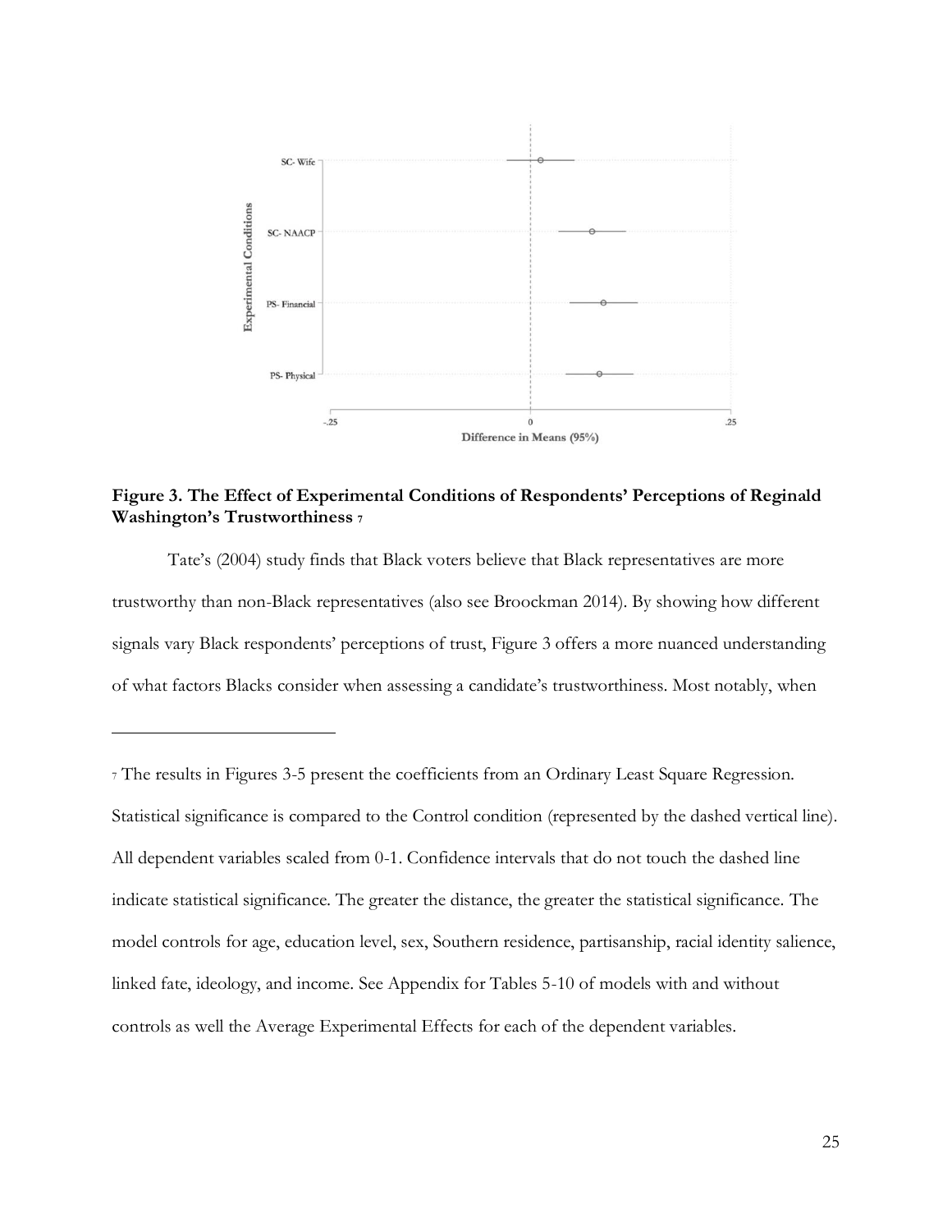**Figure 3. The Effect of Experimental Conditions of Respondents' Perceptions of Reginald Washington's Trustworthiness** [7]

Tate's (2004) study finds that Black voters believe that Black representatives are more trustworthy than non-Black representatives (also see Broockman 2014). By showing how different signals vary Black respondents' perceptions of trust, Figure 3 offers a more nuanced understanding of what factors Blacks consider when assessing a candidate's trustworthiness. Most notably, when

---

[7] The results in Figures 3-5 present the coefficients from an Ordinary Least Square Regression. Statistical significance is compared to the Control condition (represented by the dashed vertical line). All dependent variables scaled from 0-1. Confidence intervals that do not touch the dashed line indicate statistical significance. The greater the distance, the greater the statistical significance. The model controls for age, education level, sex, Southern residence, partisanship, racial identity salience, linked fate, ideology, and income. See Appendix for Tables 5-10 of models with and without controls as well the Average Experimental Effects for each of the dependent variables.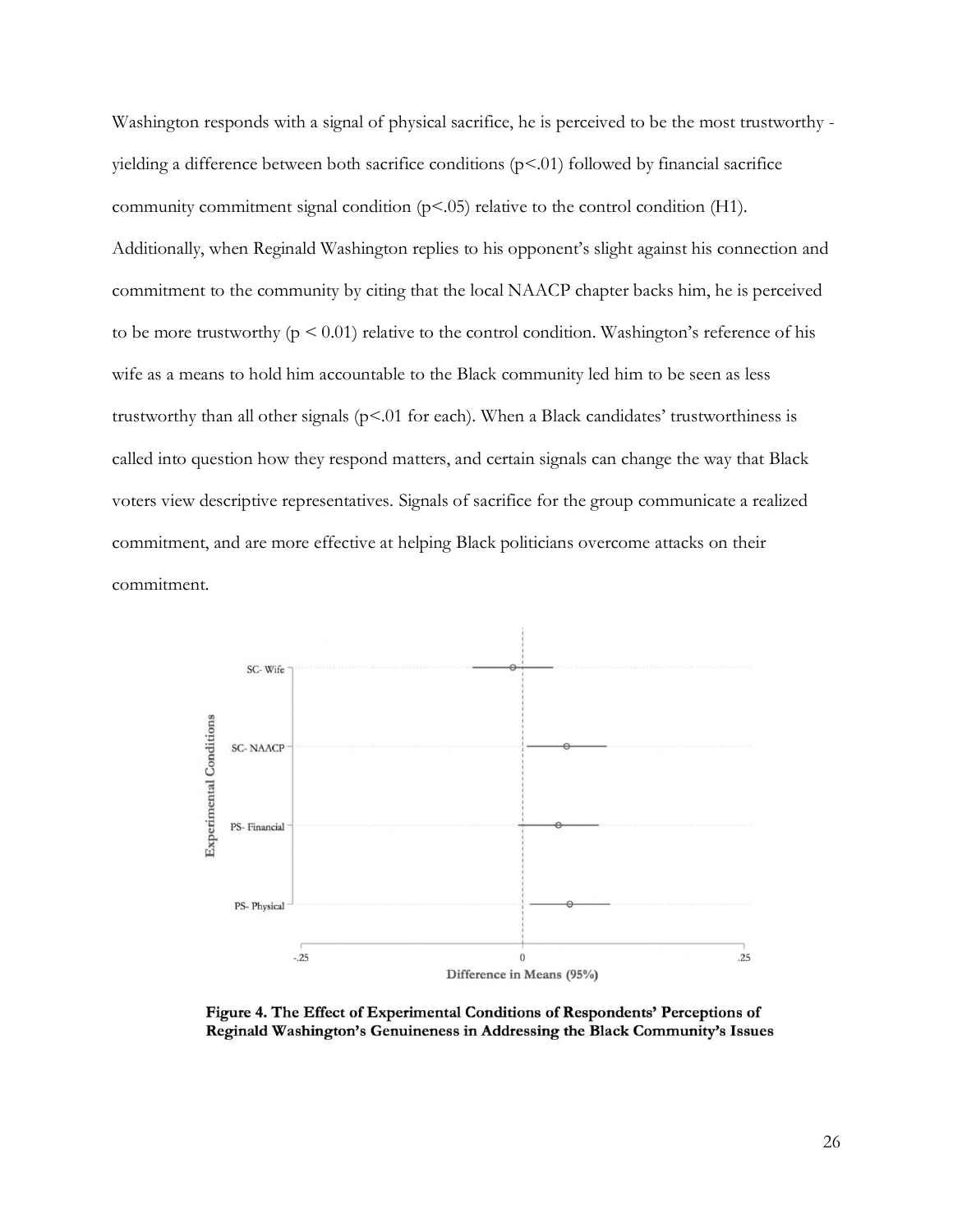Washington responds with a signal of physical sacrifice, he is perceived to be the most trustworthy - yielding a difference between both sacrifice conditions ($p<.01$) followed by financial sacrifice community commitment signal condition ($p<.05$) relative to the control condition (H1). Additionally, when Reginald Washington replies to his opponent's slight against his connection and commitment to the community by citing that the local NAACP chapter backs him, he is perceived to be more trustworthy ($p < 0.01$) relative to the control condition. Washington's reference of his wife as a means to hold him accountable to the Black community led him to be seen as less trustworthy than all other signals ($p<.01$ for each). When a Black candidates' trustworthiness is called into question how they respond matters, and certain signals can change the way that Black voters view descriptive representatives. Signals of sacrifice for the group communicate a realized commitment, and are more effective at helping Black politicians overcome attacks on their commitment.

**Figure 4. The Effect of Experimental Conditions of Respondents' Perceptions of Reginald Washington's Genuineness in Addressing the Black Community's Issues**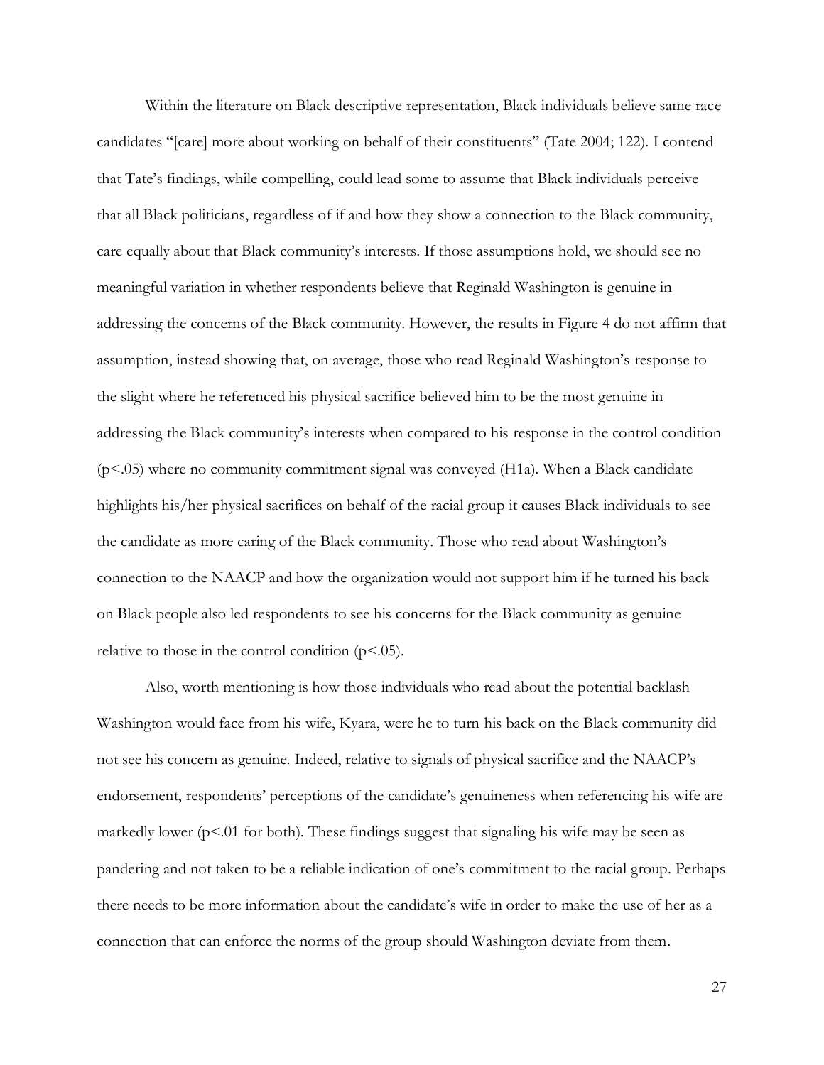Within the literature on Black descriptive representation, Black individuals believe same race candidates "[care] more about working on behalf of their constituents" (Tate 2004; 122). I contend that Tate's findings, while compelling, could lead some to assume that Black individuals perceive that all Black politicians, regardless of if and how they show a connection to the Black community, care equally about that Black community's interests. If those assumptions hold, we should see no meaningful variation in whether respondents believe that Reginald Washington is genuine in addressing the concerns of the Black community. However, the results in Figure 4 do not affirm that assumption, instead showing that, on average, those who read Reginald Washington's response to the slight where he referenced his physical sacrifice believed him to be the most genuine in addressing the Black community's interests when compared to his response in the control condition ($p<.05$) where no community commitment signal was conveyed (H1a). When a Black candidate highlights his/her physical sacrifices on behalf of the racial group it causes Black individuals to see the candidate as more caring of the Black community. Those who read about Washington's connection to the NAACP and how the organization would not support him if he turned his back on Black people also led respondents to see his concerns for the Black community as genuine relative to those in the control condition ($p<.05$).

Also, worth mentioning is how those individuals who read about the potential backlash Washington would face from his wife, Kyara, were he to turn his back on the Black community did not see his concern as genuine. Indeed, relative to signals of physical sacrifice and the NAACP's endorsement, respondents' perceptions of the candidate's genuineness when referencing his wife are markedly lower ($p<.01$ for both). These findings suggest that signaling his wife may be seen as pandering and not taken to be a reliable indication of one's commitment to the racial group. Perhaps there needs to be more information about the candidate's wife in order to make the use of her as a connection that can enforce the norms of the group should Washington deviate from them.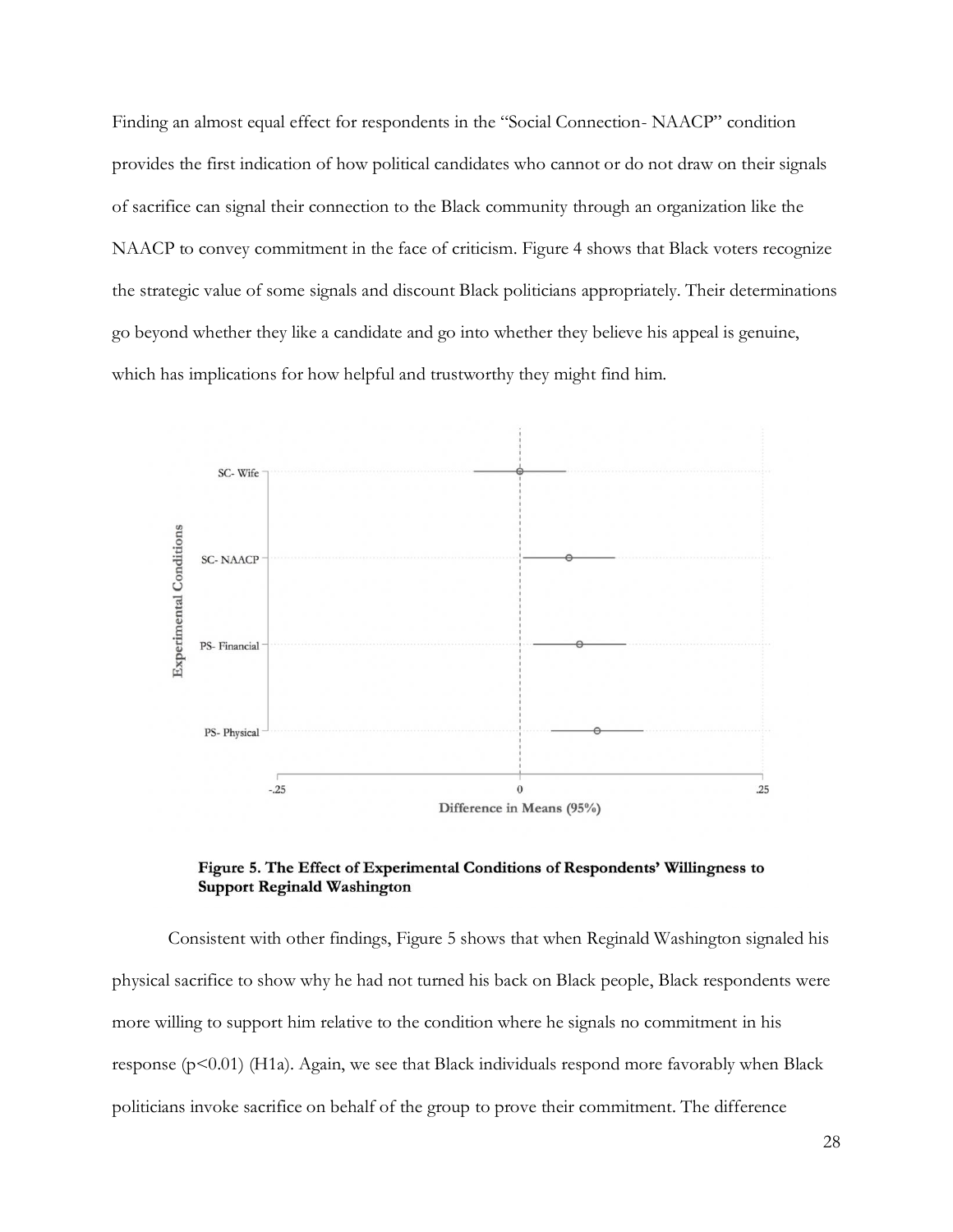Finding an almost equal effect for respondents in the "Social Connection- NAACP" condition provides the first indication of how political candidates who cannot or do not draw on their signals of sacrifice can signal their connection to the Black community through an organization like the NAACP to convey commitment in the face of criticism. Figure 4 shows that Black voters recognize the strategic value of some signals and discount Black politicians appropriately. Their determinations go beyond whether they like a candidate and go into whether they believe his appeal is genuine, which has implications for how helpful and trustworthy they might find him.

**Figure 5. The Effect of Experimental Conditions of Respondents' Willingness to Support Reginald Washington**

Consistent with other findings, Figure 5 shows that when Reginald Washington signaled his physical sacrifice to show why he had not turned his back on Black people, Black respondents were more willing to support him relative to the condition where he signals no commitment in his response ($p<0.01$) (H1a). Again, we see that Black individuals respond more favorably when Black politicians invoke sacrifice on behalf of the group to prove their commitment. The difference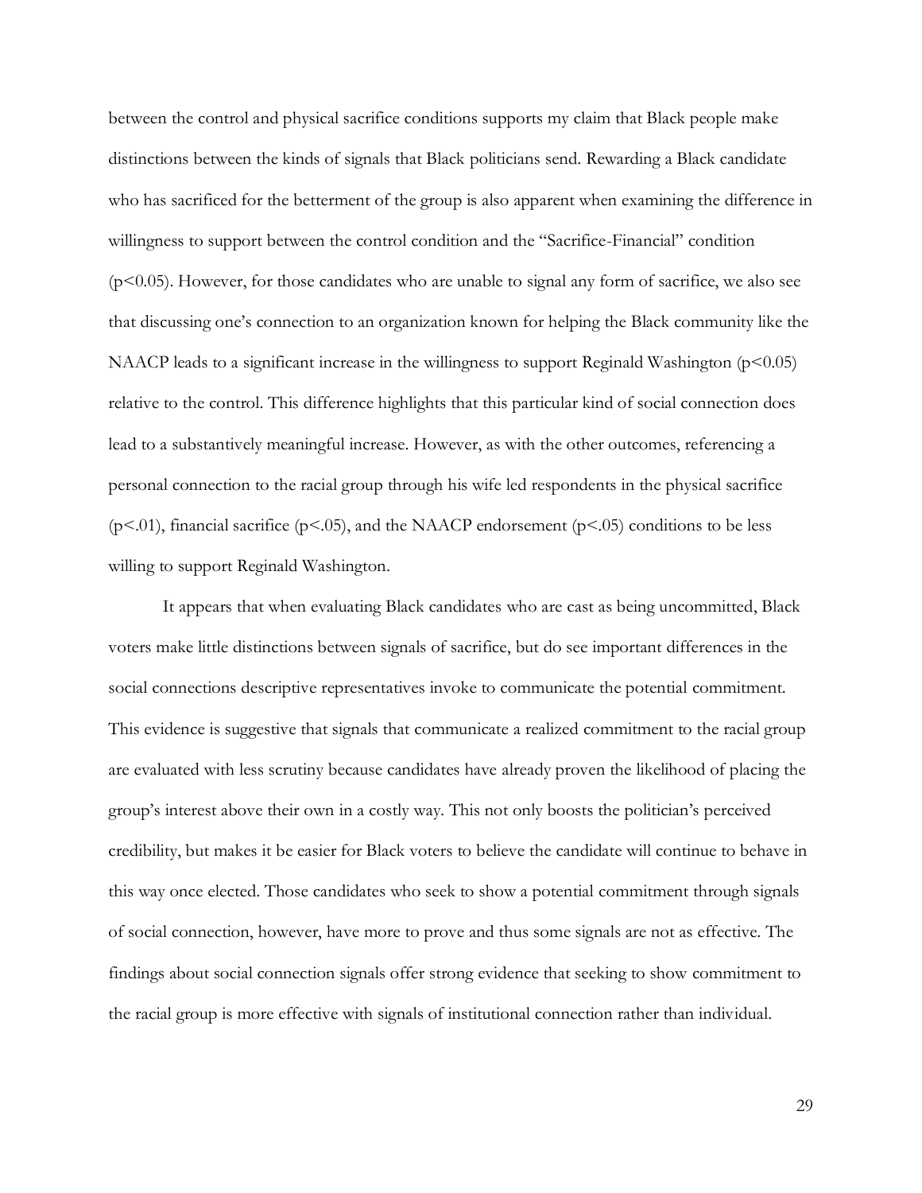between the control and physical sacrifice conditions supports my claim that Black people make distinctions between the kinds of signals that Black politicians send. Rewarding a Black candidate who has sacrificed for the betterment of the group is also apparent when examining the difference in willingness to support between the control condition and the "Sacrifice-Financial" condition ($p<0.05$). However, for those candidates who are unable to signal any form of sacrifice, we also see that discussing one's connection to an organization known for helping the Black community like the NAACP leads to a significant increase in the willingness to support Reginald Washington ($p<0.05$) relative to the control. This difference highlights that this particular kind of social connection does lead to a substantively meaningful increase. However, as with the other outcomes, referencing a personal connection to the racial group through his wife led respondents in the physical sacrifice ($p<.01$), financial sacrifice ($p<.05$), and the NAACP endorsement ($p<.05$) conditions to be less willing to support Reginald Washington.

It appears that when evaluating Black candidates who are cast as being uncommitted, Black voters make little distinctions between signals of sacrifice, but do see important differences in the social connections descriptive representatives invoke to communicate the potential commitment. This evidence is suggestive that signals that communicate a realized commitment to the racial group are evaluated with less scrutiny because candidates have already proven the likelihood of placing the group's interest above their own in a costly way. This not only boosts the politician's perceived credibility, but makes it be easier for Black voters to believe the candidate will continue to behave in this way once elected. Those candidates who seek to show a potential commitment through signals of social connection, however, have more to prove and thus some signals are not as effective. The findings about social connection signals offer strong evidence that seeking to show commitment to the racial group is more effective with signals of institutional connection rather than individual.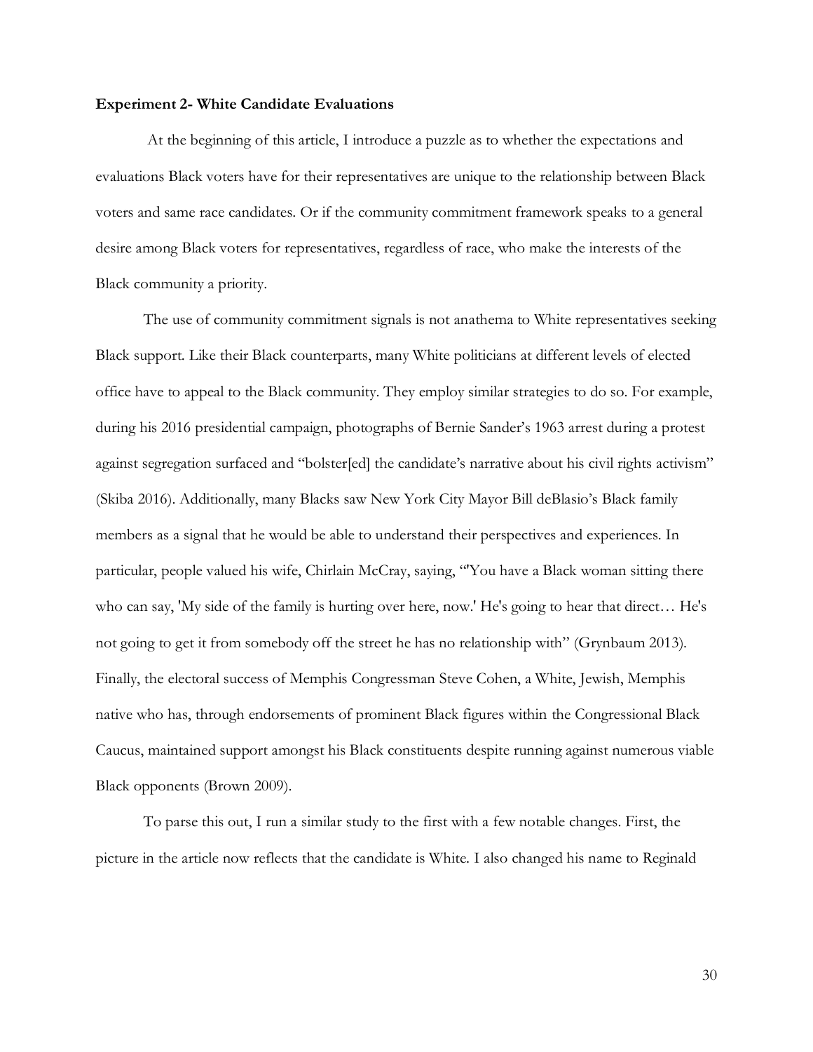**Experiment 2- White Candidate Evaluations**

At the beginning of this article, I introduce a puzzle as to whether the expectations and evaluations Black voters have for their representatives are unique to the relationship between Black voters and same race candidates. Or if the community commitment framework speaks to a general desire among Black voters for representatives, regardless of race, who make the interests of the Black community a priority.

The use of community commitment signals is not anathema to White representatives seeking Black support. Like their Black counterparts, many White politicians at different levels of elected office have to appeal to the Black community. They employ similar strategies to do so. For example, during his 2016 presidential campaign, photographs of Bernie Sander's 1963 arrest during a protest against segregation surfaced and "bolster[ed] the candidate's narrative about his civil rights activism" (Skiba 2016). Additionally, many Blacks saw New York City Mayor Bill deBlasio's Black family members as a signal that he would be able to understand their perspectives and experiences. In particular, people valued his wife, Chirlain McCray, saying, "'You have a Black woman sitting there who can say, 'My side of the family is hurting over here, now.' He's going to hear that direct… He's not going to get it from somebody off the street he has no relationship with" (Grynbaum 2013). Finally, the electoral success of Memphis Congressman Steve Cohen, a White, Jewish, Memphis native who has, through endorsements of prominent Black figures within the Congressional Black Caucus, maintained support amongst his Black constituents despite running against numerous viable Black opponents (Brown 2009).

To parse this out, I run a similar study to the first with a few notable changes. First, the picture in the article now reflects that the candidate is White. I also changed his name to Reginald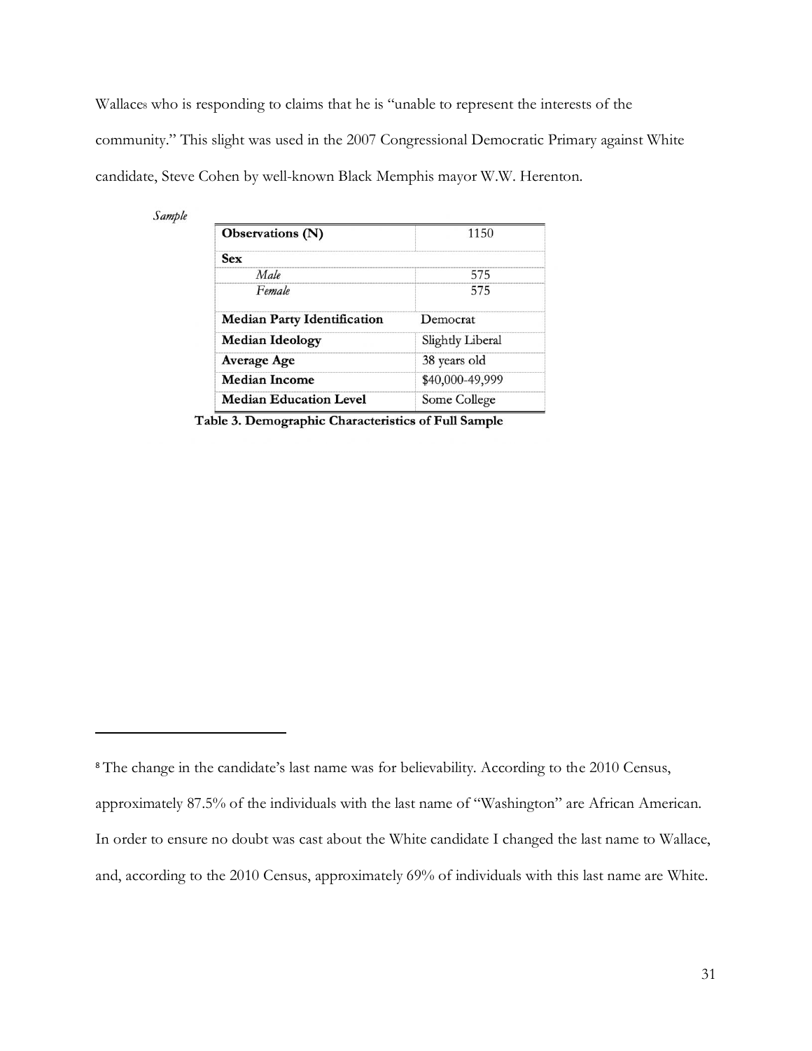Wallace[8] who is responding to claims that he is "unable to represent the interests of the community." This slight was used in the 2007 Congressional Democratic Primary against White candidate, Steve Cohen by well-known Black Memphis mayor W.W. Herenton.

*Sample*

| **Observations (N)** | 1150 |
|---|---|
| **Sex** | |
| *Male* | 575 |
| *Female* | 575 |
| **Median Party Identification** | Democrat |
| **Median Ideology** | Slightly Liberal |
| **Average Age** | 38 years old |
| **Median Income** | $40,000-49,999 |
| **Median Education Level** | Some College |

**Table 3. Demographic Characteristics of Full Sample**

[8] The change in the candidate's last name was for believability. According to the 2010 Census, approximately 87.5% of the individuals with the last name of "Washington" are African American. In order to ensure no doubt was cast about the White candidate I changed the last name to Wallace, and, according to the 2010 Census, approximately 69% of individuals with this last name are White.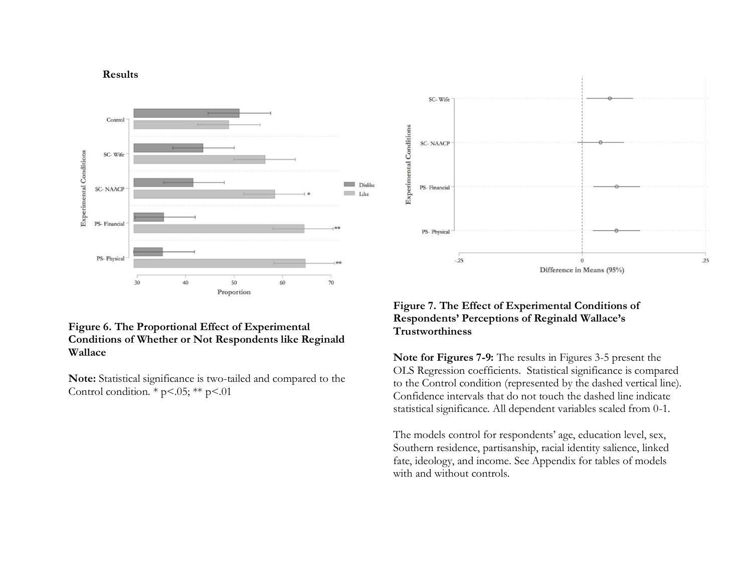**Results**

**Figure 6. The Proportional Effect of Experimental Conditions of Whether or Not Respondents like Reginald Wallace**

**Note:** Statistical significance is two-tailed and compared to the Control condition. * p<.05; ** p<.01

**Figure 7. The Effect of Experimental Conditions of Respondents' Perceptions of Reginald Wallace's Trustworthiness**

**Note for Figures 7-9:** The results in Figures 3-5 present the OLS Regression coefficients. Statistical significance is compared to the Control condition (represented by the dashed vertical line). Confidence intervals that do not touch the dashed line indicate statistical significance. All dependent variables scaled from 0-1.

The models control for respondents' age, education level, sex, Southern residence, partisanship, racial identity salience, linked fate, ideology, and income. See Appendix for tables of models with and without controls.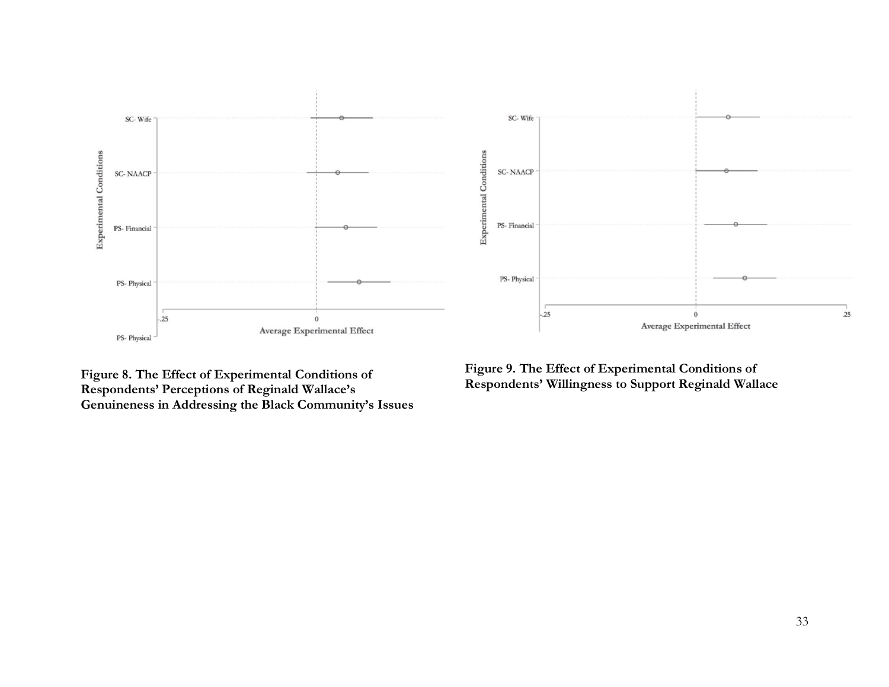**Figure 8. The Effect of Experimental Conditions of Respondents' Perceptions of Reginald Wallace's Genuineness in Addressing the Black Community's Issues**

**Figure 9. The Effect of Experimental Conditions of Respondents' Willingness to Support Reginald Wallace**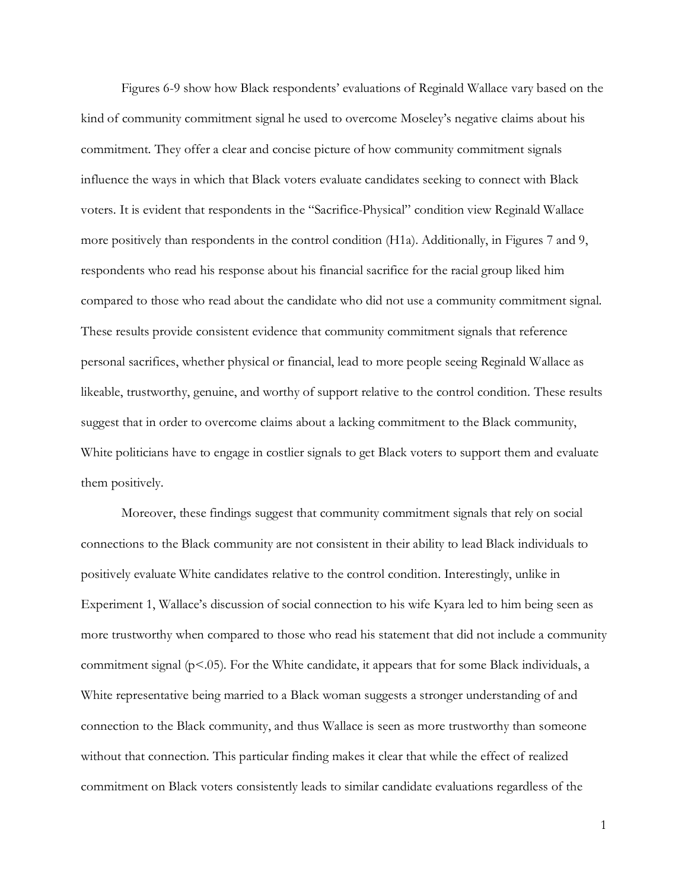Figures 6-9 show how Black respondents' evaluations of Reginald Wallace vary based on the kind of community commitment signal he used to overcome Moseley's negative claims about his commitment. They offer a clear and concise picture of how community commitment signals influence the ways in which that Black voters evaluate candidates seeking to connect with Black voters. It is evident that respondents in the "Sacrifice-Physical" condition view Reginald Wallace more positively than respondents in the control condition (H1a). Additionally, in Figures 7 and 9, respondents who read his response about his financial sacrifice for the racial group liked him compared to those who read about the candidate who did not use a community commitment signal. These results provide consistent evidence that community commitment signals that reference personal sacrifices, whether physical or financial, lead to more people seeing Reginald Wallace as likeable, trustworthy, genuine, and worthy of support relative to the control condition. These results suggest that in order to overcome claims about a lacking commitment to the Black community, White politicians have to engage in costlier signals to get Black voters to support them and evaluate them positively.

Moreover, these findings suggest that community commitment signals that rely on social connections to the Black community are not consistent in their ability to lead Black individuals to positively evaluate White candidates relative to the control condition. Interestingly, unlike in Experiment 1, Wallace's discussion of social connection to his wife Kyara led to him being seen as more trustworthy when compared to those who read his statement that did not include a community commitment signal ($p<.05$). For the White candidate, it appears that for some Black individuals, a White representative being married to a Black woman suggests a stronger understanding of and connection to the Black community, and thus Wallace is seen as more trustworthy than someone without that connection. This particular finding makes it clear that while the effect of realized commitment on Black voters consistently leads to similar candidate evaluations regardless of the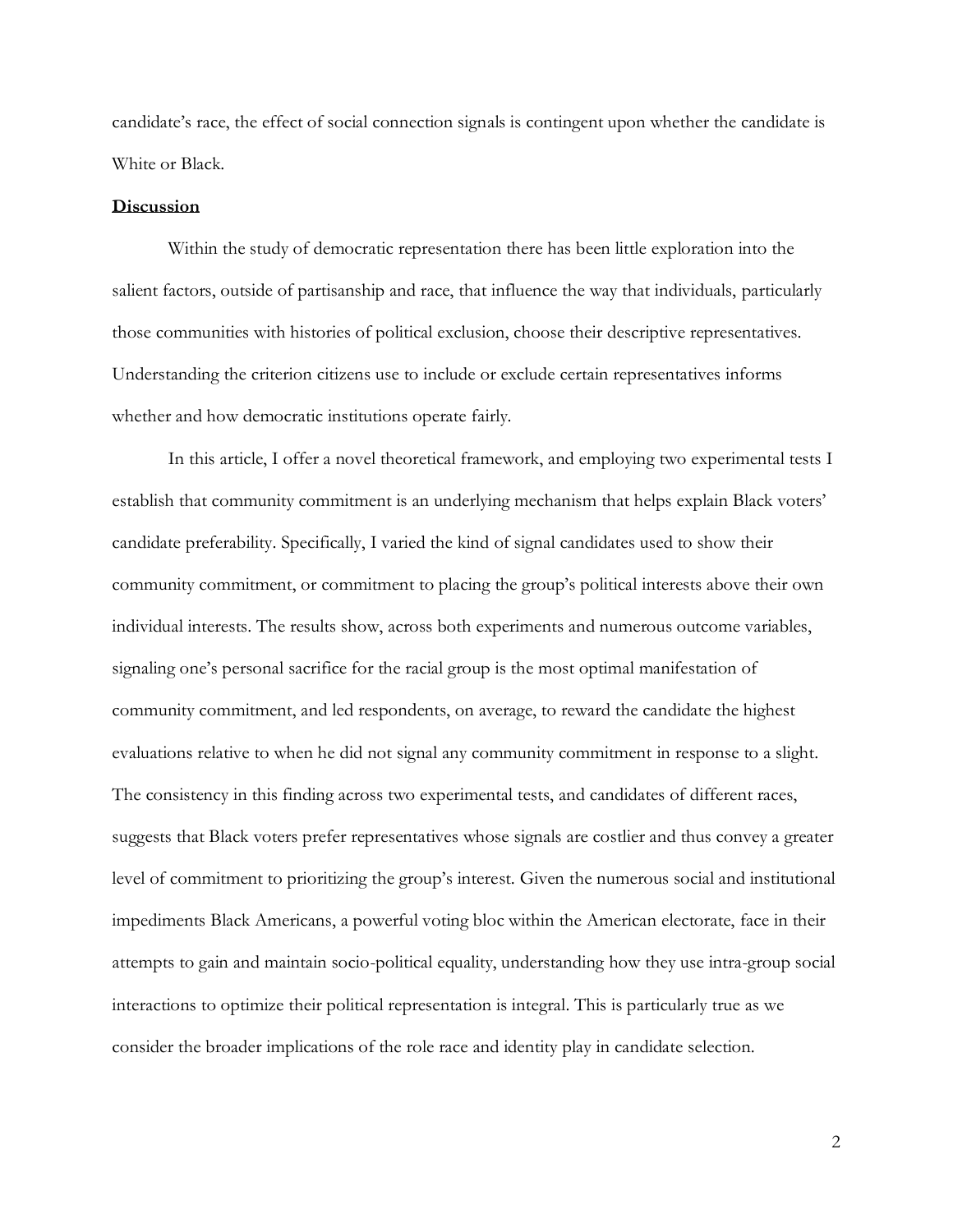candidate's race, the effect of social connection signals is contingent upon whether the candidate is White or Black.

## Discussion

Within the study of democratic representation there has been little exploration into the salient factors, outside of partisanship and race, that influence the way that individuals, particularly those communities with histories of political exclusion, choose their descriptive representatives. Understanding the criterion citizens use to include or exclude certain representatives informs whether and how democratic institutions operate fairly.

In this article, I offer a novel theoretical framework, and employing two experimental tests I establish that community commitment is an underlying mechanism that helps explain Black voters' candidate preferability. Specifically, I varied the kind of signal candidates used to show their community commitment, or commitment to placing the group's political interests above their own individual interests. The results show, across both experiments and numerous outcome variables, signaling one's personal sacrifice for the racial group is the most optimal manifestation of community commitment, and led respondents, on average, to reward the candidate the highest evaluations relative to when he did not signal any community commitment in response to a slight. The consistency in this finding across two experimental tests, and candidates of different races, suggests that Black voters prefer representatives whose signals are costlier and thus convey a greater level of commitment to prioritizing the group's interest. Given the numerous social and institutional impediments Black Americans, a powerful voting bloc within the American electorate, face in their attempts to gain and maintain socio-political equality, understanding how they use intra-group social interactions to optimize their political representation is integral. This is particularly true as we consider the broader implications of the role race and identity play in candidate selection.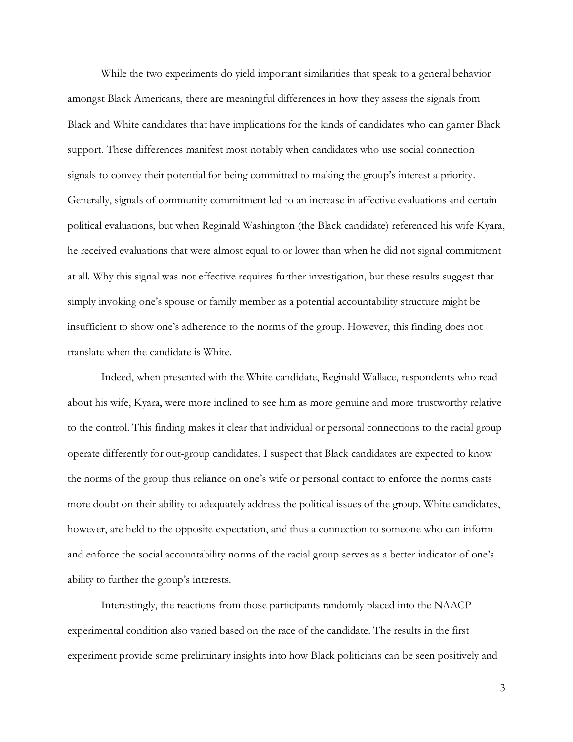While the two experiments do yield important similarities that speak to a general behavior amongst Black Americans, there are meaningful differences in how they assess the signals from Black and White candidates that have implications for the kinds of candidates who can garner Black support. These differences manifest most notably when candidates who use social connection signals to convey their potential for being committed to making the group's interest a priority. Generally, signals of community commitment led to an increase in affective evaluations and certain political evaluations, but when Reginald Washington (the Black candidate) referenced his wife Kyara, he received evaluations that were almost equal to or lower than when he did not signal commitment at all. Why this signal was not effective requires further investigation, but these results suggest that simply invoking one's spouse or family member as a potential accountability structure might be insufficient to show one's adherence to the norms of the group. However, this finding does not translate when the candidate is White.

Indeed, when presented with the White candidate, Reginald Wallace, respondents who read about his wife, Kyara, were more inclined to see him as more genuine and more trustworthy relative to the control. This finding makes it clear that individual or personal connections to the racial group operate differently for out-group candidates. I suspect that Black candidates are expected to know the norms of the group thus reliance on one's wife or personal contact to enforce the norms casts more doubt on their ability to adequately address the political issues of the group. White candidates, however, are held to the opposite expectation, and thus a connection to someone who can inform and enforce the social accountability norms of the racial group serves as a better indicator of one's ability to further the group's interests.

Interestingly, the reactions from those participants randomly placed into the NAACP experimental condition also varied based on the race of the candidate. The results in the first experiment provide some preliminary insights into how Black politicians can be seen positively and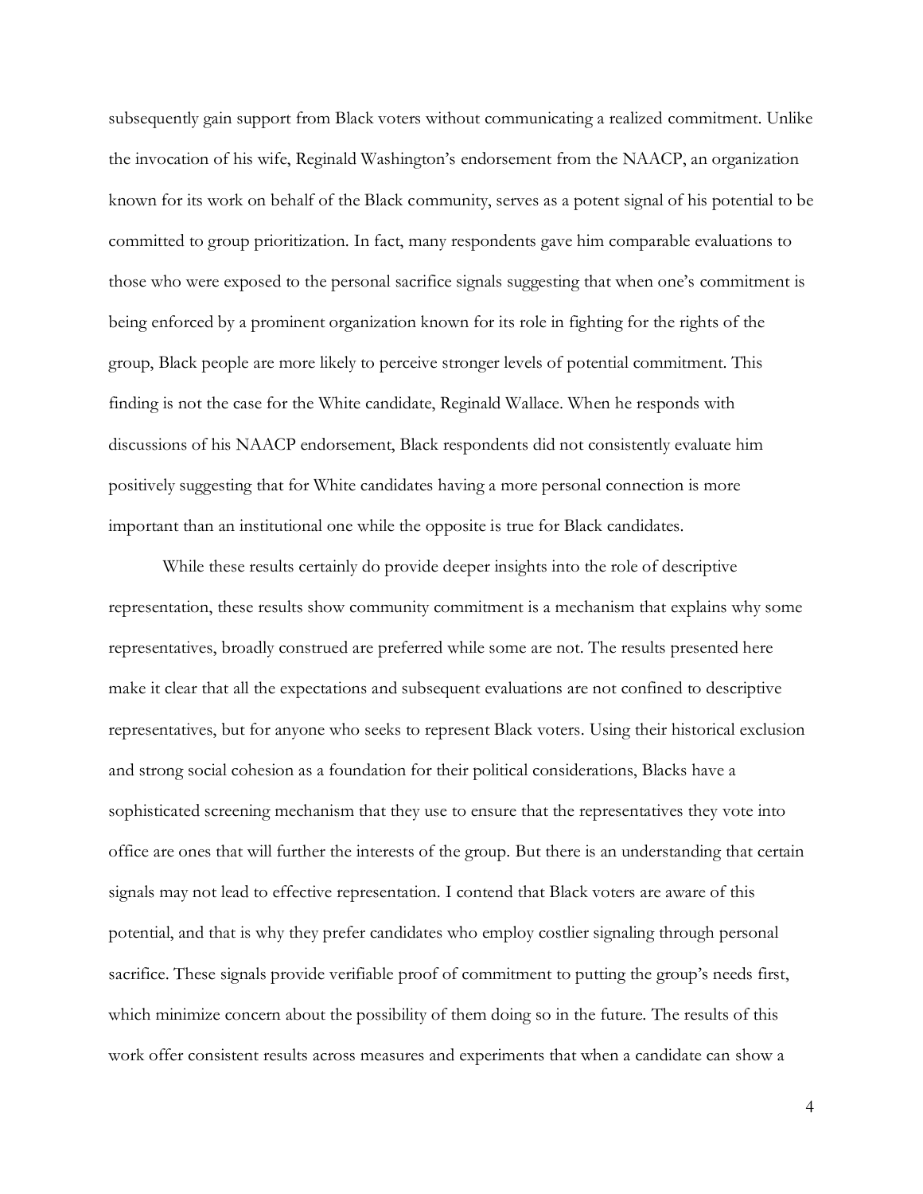subsequently gain support from Black voters without communicating a realized commitment. Unlike the invocation of his wife, Reginald Washington's endorsement from the NAACP, an organization known for its work on behalf of the Black community, serves as a potent signal of his potential to be committed to group prioritization. In fact, many respondents gave him comparable evaluations to those who were exposed to the personal sacrifice signals suggesting that when one's commitment is being enforced by a prominent organization known for its role in fighting for the rights of the group, Black people are more likely to perceive stronger levels of potential commitment. This finding is not the case for the White candidate, Reginald Wallace. When he responds with discussions of his NAACP endorsement, Black respondents did not consistently evaluate him positively suggesting that for White candidates having a more personal connection is more important than an institutional one while the opposite is true for Black candidates.

While these results certainly do provide deeper insights into the role of descriptive representation, these results show community commitment is a mechanism that explains why some representatives, broadly construed are preferred while some are not. The results presented here make it clear that all the expectations and subsequent evaluations are not confined to descriptive representatives, but for anyone who seeks to represent Black voters. Using their historical exclusion and strong social cohesion as a foundation for their political considerations, Blacks have a sophisticated screening mechanism that they use to ensure that the representatives they vote into office are ones that will further the interests of the group. But there is an understanding that certain signals may not lead to effective representation. I contend that Black voters are aware of this potential, and that is why they prefer candidates who employ costlier signaling through personal sacrifice. These signals provide verifiable proof of commitment to putting the group's needs first, which minimize concern about the possibility of them doing so in the future. The results of this work offer consistent results across measures and experiments that when a candidate can show a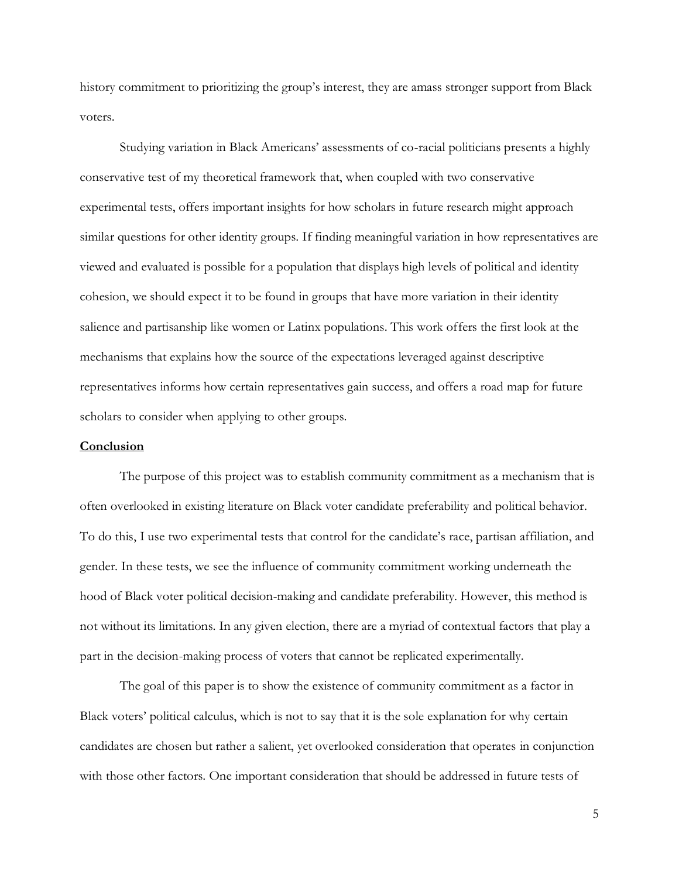history commitment to prioritizing the group's interest, they are amass stronger support from Black voters.

Studying variation in Black Americans' assessments of co-racial politicians presents a highly conservative test of my theoretical framework that, when coupled with two conservative experimental tests, offers important insights for how scholars in future research might approach similar questions for other identity groups. If finding meaningful variation in how representatives are viewed and evaluated is possible for a population that displays high levels of political and identity cohesion, we should expect it to be found in groups that have more variation in their identity salience and partisanship like women or Latinx populations. This work offers the first look at the mechanisms that explains how the source of the expectations leveraged against descriptive representatives informs how certain representatives gain success, and offers a road map for future scholars to consider when applying to other groups.

**Conclusion**

The purpose of this project was to establish community commitment as a mechanism that is often overlooked in existing literature on Black voter candidate preferability and political behavior. To do this, I use two experimental tests that control for the candidate's race, partisan affiliation, and gender. In these tests, we see the influence of community commitment working underneath the hood of Black voter political decision-making and candidate preferability. However, this method is not without its limitations. In any given election, there are a myriad of contextual factors that play a part in the decision-making process of voters that cannot be replicated experimentally.

The goal of this paper is to show the existence of community commitment as a factor in Black voters' political calculus, which is not to say that it is the sole explanation for why certain candidates are chosen but rather a salient, yet overlooked consideration that operates in conjunction with those other factors. One important consideration that should be addressed in future tests of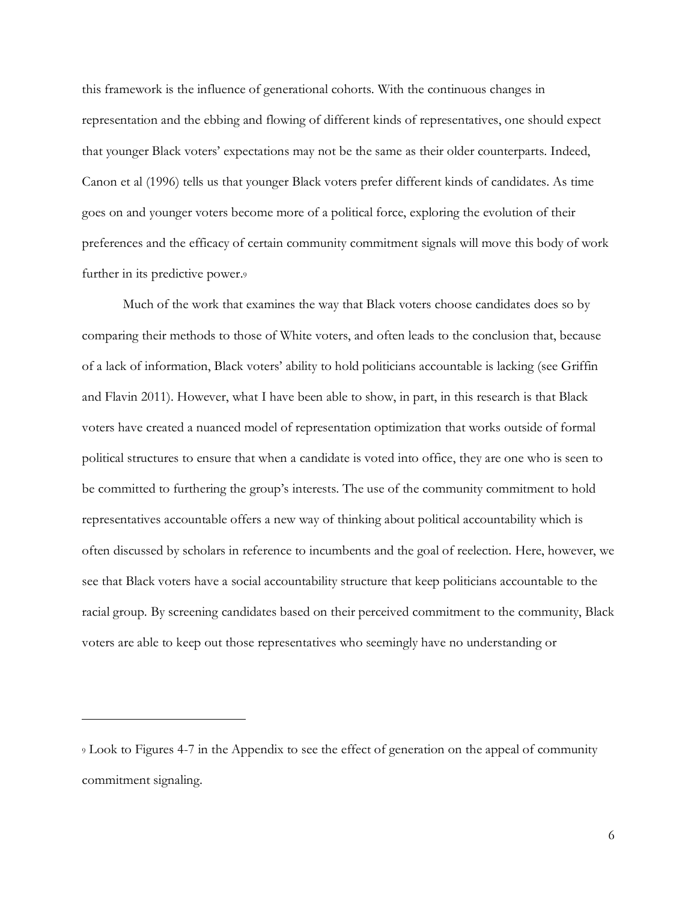this framework is the influence of generational cohorts. With the continuous changes in representation and the ebbing and flowing of different kinds of representatives, one should expect that younger Black voters' expectations may not be the same as their older counterparts. Indeed, Canon et al (1996) tells us that younger Black voters prefer different kinds of candidates. As time goes on and younger voters become more of a political force, exploring the evolution of their preferences and the efficacy of certain community commitment signals will move this body of work further in its predictive power.[9]

Much of the work that examines the way that Black voters choose candidates does so by comparing their methods to those of White voters, and often leads to the conclusion that, because of a lack of information, Black voters' ability to hold politicians accountable is lacking (see Griffin and Flavin 2011). However, what I have been able to show, in part, in this research is that Black voters have created a nuanced model of representation optimization that works outside of formal political structures to ensure that when a candidate is voted into office, they are one who is seen to be committed to furthering the group's interests. The use of the community commitment to hold representatives accountable offers a new way of thinking about political accountability which is often discussed by scholars in reference to incumbents and the goal of reelection. Here, however, we see that Black voters have a social accountability structure that keep politicians accountable to the racial group. By screening candidates based on their perceived commitment to the community, Black voters are able to keep out those representatives who seemingly have no understanding or

---

[9] Look to Figures 4-7 in the Appendix to see the effect of generation on the appeal of community commitment signaling.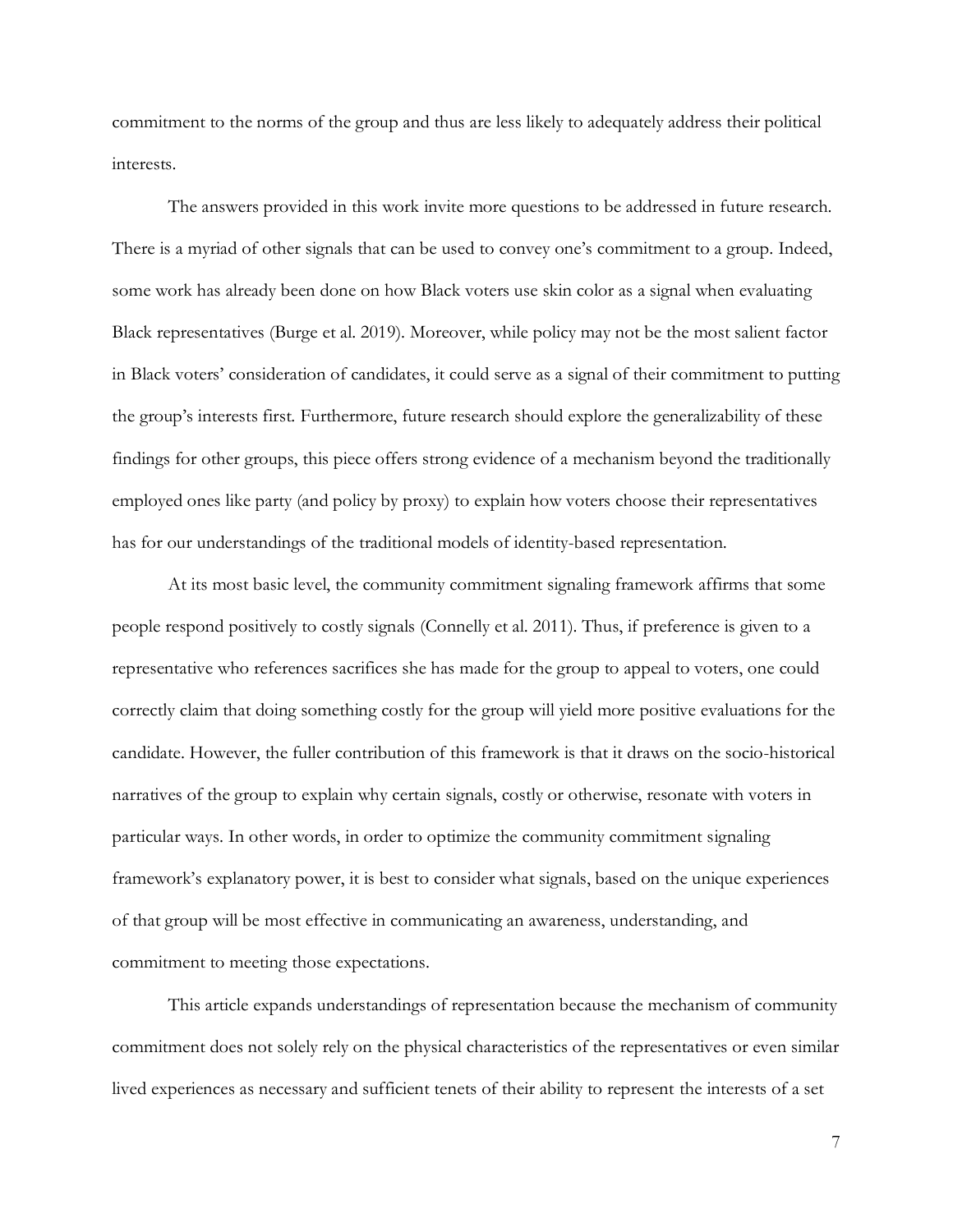commitment to the norms of the group and thus are less likely to adequately address their political interests.

The answers provided in this work invite more questions to be addressed in future research. There is a myriad of other signals that can be used to convey one's commitment to a group. Indeed, some work has already been done on how Black voters use skin color as a signal when evaluating Black representatives (Burge et al. 2019). Moreover, while policy may not be the most salient factor in Black voters' consideration of candidates, it could serve as a signal of their commitment to putting the group's interests first. Furthermore, future research should explore the generalizability of these findings for other groups, this piece offers strong evidence of a mechanism beyond the traditionally employed ones like party (and policy by proxy) to explain how voters choose their representatives has for our understandings of the traditional models of identity-based representation.

At its most basic level, the community commitment signaling framework affirms that some people respond positively to costly signals (Connelly et al. 2011). Thus, if preference is given to a representative who references sacrifices she has made for the group to appeal to voters, one could correctly claim that doing something costly for the group will yield more positive evaluations for the candidate. However, the fuller contribution of this framework is that it draws on the socio-historical narratives of the group to explain why certain signals, costly or otherwise, resonate with voters in particular ways. In other words, in order to optimize the community commitment signaling framework's explanatory power, it is best to consider what signals, based on the unique experiences of that group will be most effective in communicating an awareness, understanding, and commitment to meeting those expectations.

This article expands understandings of representation because the mechanism of community commitment does not solely rely on the physical characteristics of the representatives or even similar lived experiences as necessary and sufficient tenets of their ability to represent the interests of a set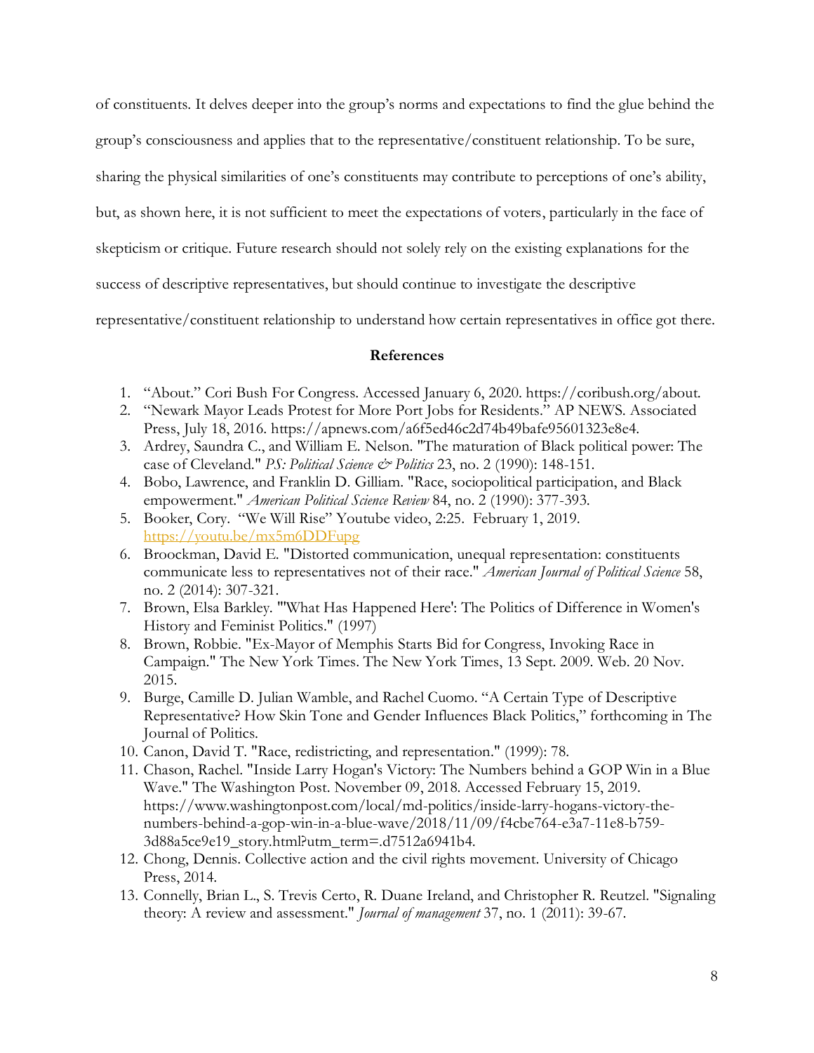of constituents. It delves deeper into the group's norms and expectations to find the glue behind the group's consciousness and applies that to the representative/constituent relationship. To be sure, sharing the physical similarities of one's constituents may contribute to perceptions of one's ability, but, as shown here, it is not sufficient to meet the expectations of voters, particularly in the face of skepticism or critique. Future research should not solely rely on the existing explanations for the success of descriptive representatives, but should continue to investigate the descriptive representative/constituent relationship to understand how certain representatives in office got there.

## References

1. "About." Cori Bush For Congress. Accessed January 6, 2020. https://coribush.org/about.
2. "Newark Mayor Leads Protest for More Port Jobs for Residents." AP NEWS. Associated Press, July 18, 2016. https://apnews.com/a6f5ed46c2d74b49bafe95601323e8e4.
3. Ardrey, Saundra C., and William E. Nelson. "The maturation of Black political power: The case of Cleveland." *PS: Political Science & Politics* 23, no. 2 (1990): 148-151.
4. Bobo, Lawrence, and Franklin D. Gilliam. "Race, sociopolitical participation, and Black empowerment." *American Political Science Review* 84, no. 2 (1990): 377-393.
5. Booker, Cory. "We Will Rise" Youtube video, 2:25. February 1, 2019. https://youtu.be/mx5m6DDFupg
6. Broockman, David E. "Distorted communication, unequal representation: constituents communicate less to representatives not of their race." *American Journal of Political Science* 58, no. 2 (2014): 307-321.
7. Brown, Elsa Barkley. "'What Has Happened Here': The Politics of Difference in Women's History and Feminist Politics." (1997)
8. Brown, Robbie. "Ex-Mayor of Memphis Starts Bid for Congress, Invoking Race in Campaign." The New York Times. The New York Times, 13 Sept. 2009. Web. 20 Nov. 2015.
9. Burge, Camille D. Julian Wamble, and Rachel Cuomo. "A Certain Type of Descriptive Representative? How Skin Tone and Gender Influences Black Politics," forthcoming in The Journal of Politics.
10. Canon, David T. "Race, redistricting, and representation." (1999): 78.
11. Chason, Rachel. "Inside Larry Hogan's Victory: The Numbers behind a GOP Win in a Blue Wave." The Washington Post. November 09, 2018. Accessed February 15, 2019. https://www.washingtonpost.com/local/md-politics/inside-larry-hogans-victory-the-numbers-behind-a-gop-win-in-a-blue-wave/2018/11/09/f4cbe764-e3a7-11e8-b759-3d88a5ce9e19_story.html?utm_term=.d7512a6941b4.
12. Chong, Dennis. Collective action and the civil rights movement. University of Chicago Press, 2014.
13. Connelly, Brian L., S. Trevis Certo, R. Duane Ireland, and Christopher R. Reutzel. "Signaling theory: A review and assessment." *Journal of management* 37, no. 1 (2011): 39-67.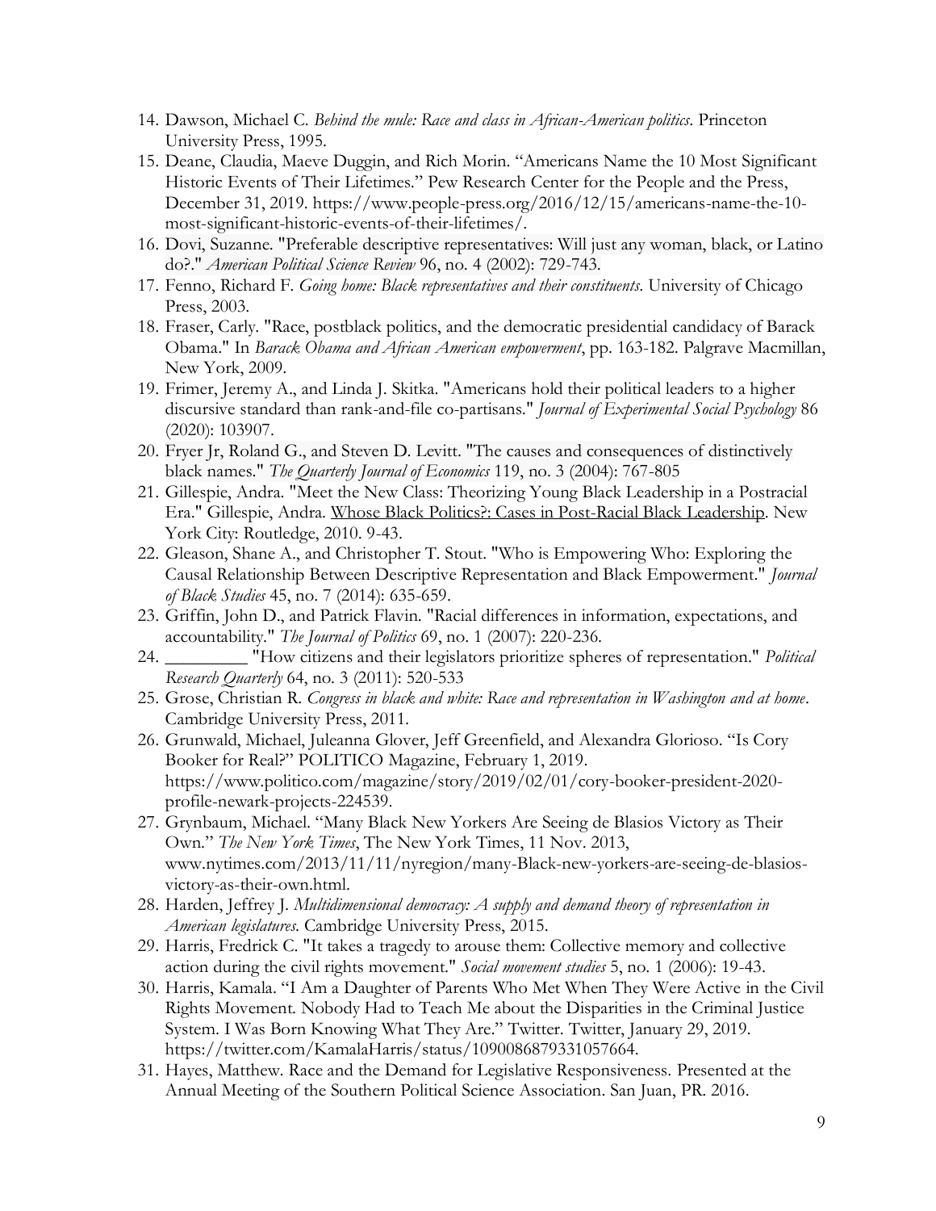14. Dawson, Michael C. *Behind the mule: Race and class in African-American politics*. Princeton University Press, 1995.
15. Deane, Claudia, Maeve Duggin, and Rich Morin. "Americans Name the 10 Most Significant Historic Events of Their Lifetimes." Pew Research Center for the People and the Press, December 31, 2019. https://www.people-press.org/2016/12/15/americans-name-the-10-most-significant-historic-events-of-their-lifetimes/.
16. Dovi, Suzanne. "Preferable descriptive representatives: Will just any woman, black, or Latino do?." *American Political Science Review* 96, no. 4 (2002): 729-743.
17. Fenno, Richard F. *Going home: Black representatives and their constituents*. University of Chicago Press, 2003.
18. Fraser, Carly. "Race, postblack politics, and the democratic presidential candidacy of Barack Obama." In *Barack Obama and African American empowerment*, pp. 163-182. Palgrave Macmillan, New York, 2009.
19. Frimer, Jeremy A., and Linda J. Skitka. "Americans hold their political leaders to a higher discursive standard than rank-and-file co-partisans." *Journal of Experimental Social Psychology* 86 (2020): 103907.
20. Fryer Jr, Roland G., and Steven D. Levitt. "The causes and consequences of distinctively black names." *The Quarterly Journal of Economics* 119, no. 3 (2004): 767-805
21. Gillespie, Andra. "Meet the New Class: Theorizing Young Black Leadership in a Postracial Era." Gillespie, Andra. Whose Black Politics?: Cases in Post-Racial Black Leadership. New York City: Routledge, 2010. 9-43.
22. Gleason, Shane A., and Christopher T. Stout. "Who is Empowering Who: Exploring the Causal Relationship Between Descriptive Representation and Black Empowerment." *Journal of Black Studies* 45, no. 7 (2014): 635-659.
23. Griffin, John D., and Patrick Flavin. "Racial differences in information, expectations, and accountability." *The Journal of Politics* 69, no. 1 (2007): 220-236.
24. _________ "How citizens and their legislators prioritize spheres of representation." *Political Research Quarterly* 64, no. 3 (2011): 520-533
25. Grose, Christian R. *Congress in black and white: Race and representation in Washington and at home*. Cambridge University Press, 2011.
26. Grunwald, Michael, Juleanna Glover, Jeff Greenfield, and Alexandra Glorioso. "Is Cory Booker for Real?" POLITICO Magazine, February 1, 2019. https://www.politico.com/magazine/story/2019/02/01/cory-booker-president-2020-profile-newark-projects-224539.
27. Grynbaum, Michael. "Many Black New Yorkers Are Seeing de Blasios Victory as Their Own." *The New York Times*, The New York Times, 11 Nov. 2013, www.nytimes.com/2013/11/11/nyregion/many-Black-new-yorkers-are-seeing-de-blasios-victory-as-their-own.html.
28. Harden, Jeffrey J. *Multidimensional democracy: A supply and demand theory of representation in American legislatures*. Cambridge University Press, 2015.
29. Harris, Fredrick C. "It takes a tragedy to arouse them: Collective memory and collective action during the civil rights movement." *Social movement studies* 5, no. 1 (2006): 19-43.
30. Harris, Kamala. "I Am a Daughter of Parents Who Met When They Were Active in the Civil Rights Movement. Nobody Had to Teach Me about the Disparities in the Criminal Justice System. I Was Born Knowing What They Are." Twitter. Twitter, January 29, 2019. https://twitter.com/KamalaHarris/status/1090086879331057664.
31. Hayes, Matthew. Race and the Demand for Legislative Responsiveness. Presented at the Annual Meeting of the Southern Political Science Association. San Juan, PR. 2016.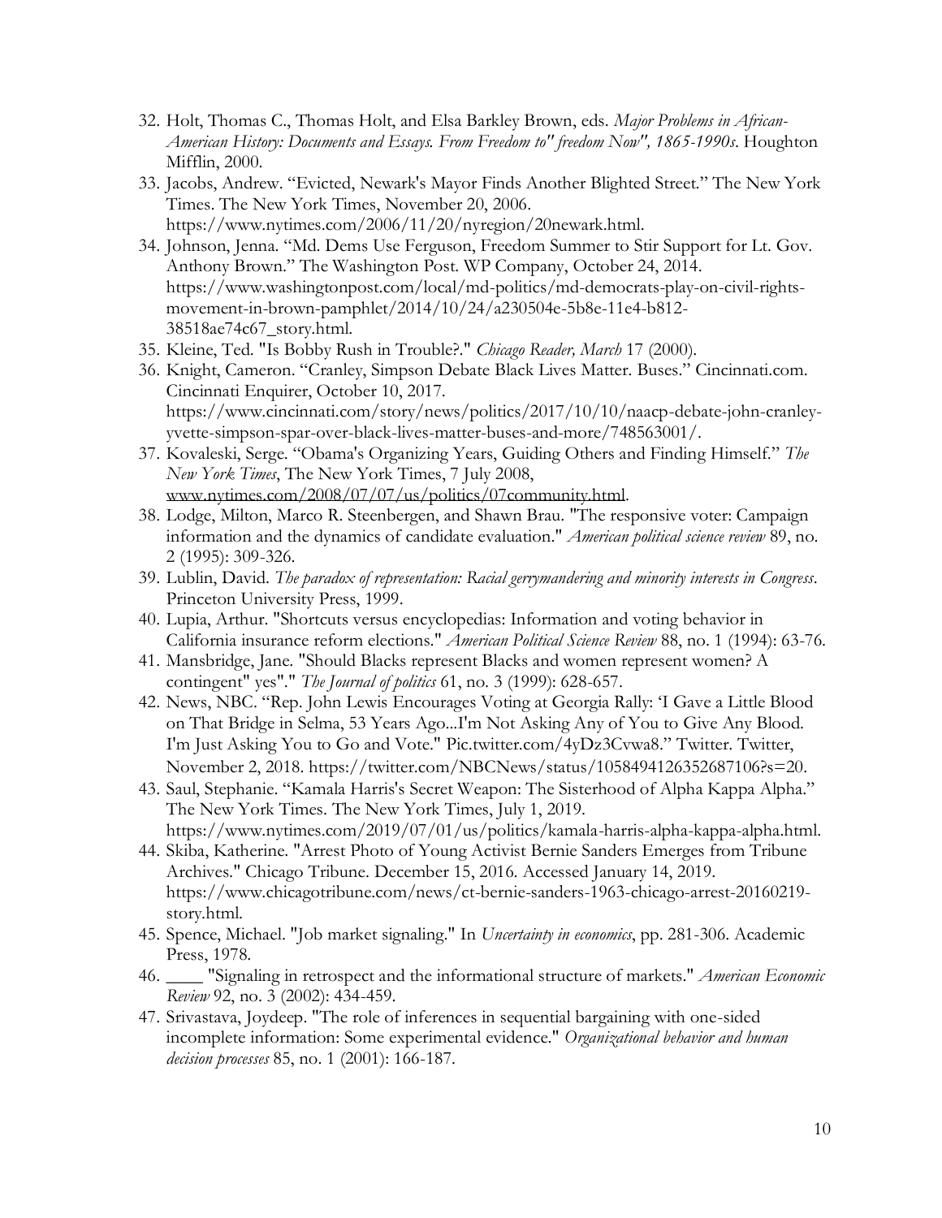32. Holt, Thomas C., Thomas Holt, and Elsa Barkley Brown, eds. *Major Problems in African-American History: Documents and Essays. From Freedom to" freedom Now", 1865-1990s*. Houghton Mifflin, 2000.
33. Jacobs, Andrew. "Evicted, Newark's Mayor Finds Another Blighted Street." The New York Times. The New York Times, November 20, 2006. https://www.nytimes.com/2006/11/20/nyregion/20newark.html.
34. Johnson, Jenna. "Md. Dems Use Ferguson, Freedom Summer to Stir Support for Lt. Gov. Anthony Brown." The Washington Post. WP Company, October 24, 2014. https://www.washingtonpost.com/local/md-politics/md-democrats-play-on-civil-rights-movement-in-brown-pamphlet/2014/10/24/a230504e-5b8e-11e4-b812-38518ae74c67_story.html.
35. Kleine, Ted. "Is Bobby Rush in Trouble?." *Chicago Reader, March* 17 (2000).
36. Knight, Cameron. "Cranley, Simpson Debate Black Lives Matter. Buses." Cincinnati.com. Cincinnati Enquirer, October 10, 2017. https://www.cincinnati.com/story/news/politics/2017/10/10/naacp-debate-john-cranley-yvette-simpson-spar-over-black-lives-matter-buses-and-more/748563001/.
37. Kovaleski, Serge. "Obama's Organizing Years, Guiding Others and Finding Himself." *The New York Times*, The New York Times, 7 July 2008, www.nytimes.com/2008/07/07/us/politics/07community.html.
38. Lodge, Milton, Marco R. Steenbergen, and Shawn Brau. "The responsive voter: Campaign information and the dynamics of candidate evaluation." *American political science review* 89, no. 2 (1995): 309-326.
39. Lublin, David. *The paradox of representation: Racial gerrymandering and minority interests in Congress*. Princeton University Press, 1999.
40. Lupia, Arthur. "Shortcuts versus encyclopedias: Information and voting behavior in California insurance reform elections." *American Political Science Review* 88, no. 1 (1994): 63-76.
41. Mansbridge, Jane. "Should Blacks represent Blacks and women represent women? A contingent" yes"." *The Journal of politics* 61, no. 3 (1999): 628-657.
42. News, NBC. "Rep. John Lewis Encourages Voting at Georgia Rally: 'I Gave a Little Blood on That Bridge in Selma, 53 Years Ago...I'm Not Asking Any of You to Give Any Blood. I'm Just Asking You to Go and Vote." Pic.twitter.com/4yDz3Cvwa8." Twitter. Twitter, November 2, 2018. https://twitter.com/NBCNews/status/1058494126352687106?s=20.
43. Saul, Stephanie. "Kamala Harris's Secret Weapon: The Sisterhood of Alpha Kappa Alpha." The New York Times. The New York Times, July 1, 2019. https://www.nytimes.com/2019/07/01/us/politics/kamala-harris-alpha-kappa-alpha.html.
44. Skiba, Katherine. "Arrest Photo of Young Activist Bernie Sanders Emerges from Tribune Archives." Chicago Tribune. December 15, 2016. Accessed January 14, 2019. https://www.chicagotribune.com/news/ct-bernie-sanders-1963-chicago-arrest-20160219-story.html.
45. Spence, Michael. "Job market signaling." In *Uncertainty in economics*, pp. 281-306. Academic Press, 1978.
46. ____ "Signaling in retrospect and the informational structure of markets." *American Economic Review* 92, no. 3 (2002): 434-459.
47. Srivastava, Joydeep. "The role of inferences in sequential bargaining with one-sided incomplete information: Some experimental evidence." *Organizational behavior and human decision processes* 85, no. 1 (2001): 166-187.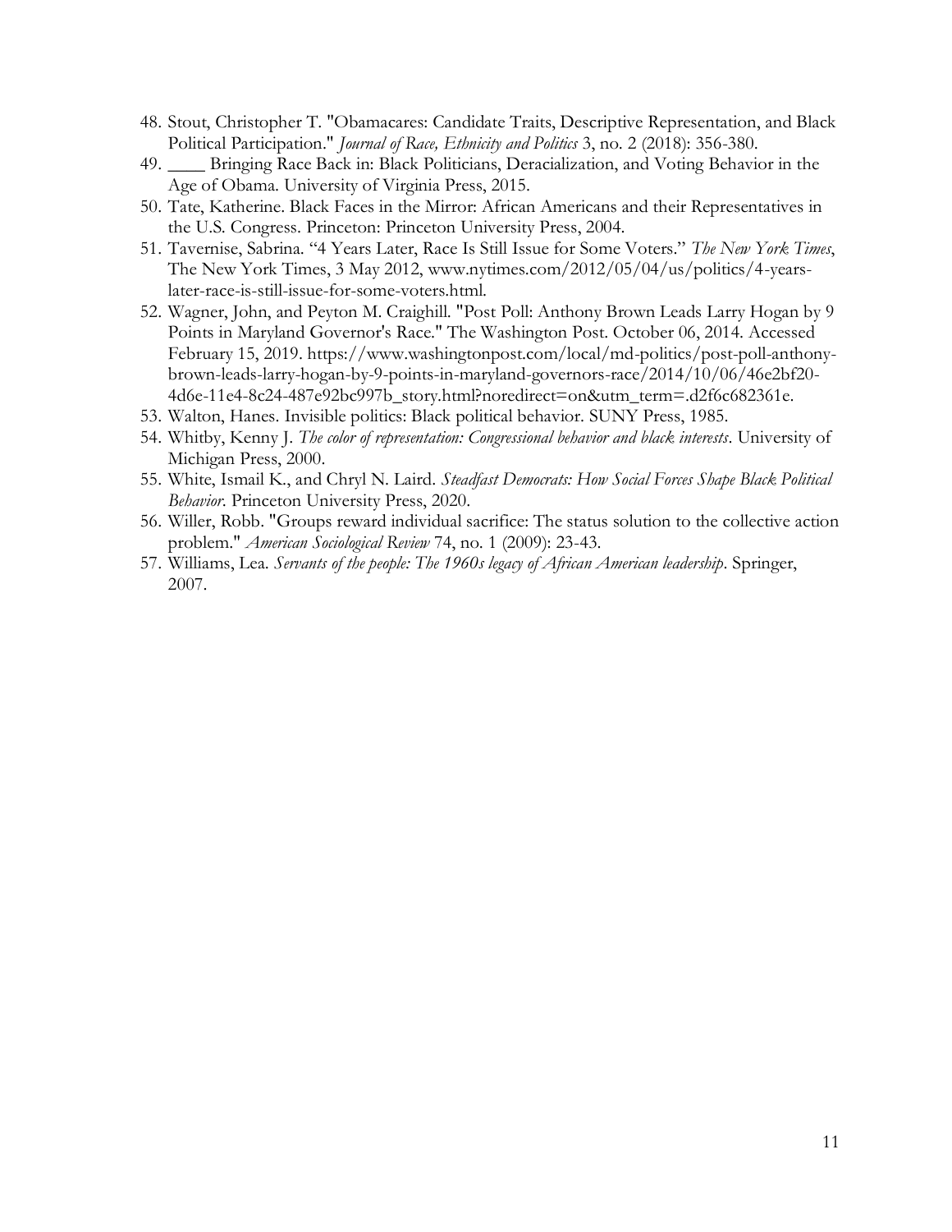48. Stout, Christopher T. "Obamacares: Candidate Traits, Descriptive Representation, and Black Political Participation." *Journal of Race, Ethnicity and Politics* 3, no. 2 (2018): 356-380.
49. ____ Bringing Race Back in: Black Politicians, Deracialization, and Voting Behavior in the Age of Obama. University of Virginia Press, 2015.
50. Tate, Katherine. Black Faces in the Mirror: African Americans and their Representatives in the U.S. Congress. Princeton: Princeton University Press, 2004.
51. Tavernise, Sabrina. "4 Years Later, Race Is Still Issue for Some Voters." *The New York Times*, The New York Times, 3 May 2012, www.nytimes.com/2012/05/04/us/politics/4-years-later-race-is-still-issue-for-some-voters.html.
52. Wagner, John, and Peyton M. Craighill. "Post Poll: Anthony Brown Leads Larry Hogan by 9 Points in Maryland Governor's Race." The Washington Post. October 06, 2014. Accessed February 15, 2019. https://www.washingtonpost.com/local/md-politics/post-poll-anthony-brown-leads-larry-hogan-by-9-points-in-maryland-governors-race/2014/10/06/46e2bf20-4d6e-11e4-8c24-487e92bc997b_story.html?noredirect=on&utm_term=.d2f6c682361e.
53. Walton, Hanes. Invisible politics: Black political behavior. SUNY Press, 1985.
54. Whitby, Kenny J. *The color of representation: Congressional behavior and black interests*. University of Michigan Press, 2000.
55. White, Ismail K., and Chryl N. Laird. *Steadfast Democrats: How Social Forces Shape Black Political Behavior*. Princeton University Press, 2020.
56. Willer, Robb. "Groups reward individual sacrifice: The status solution to the collective action problem." *American Sociological Review* 74, no. 1 (2009): 23-43.
57. Williams, Lea. *Servants of the people: The 1960s legacy of African American leadership*. Springer, 2007.